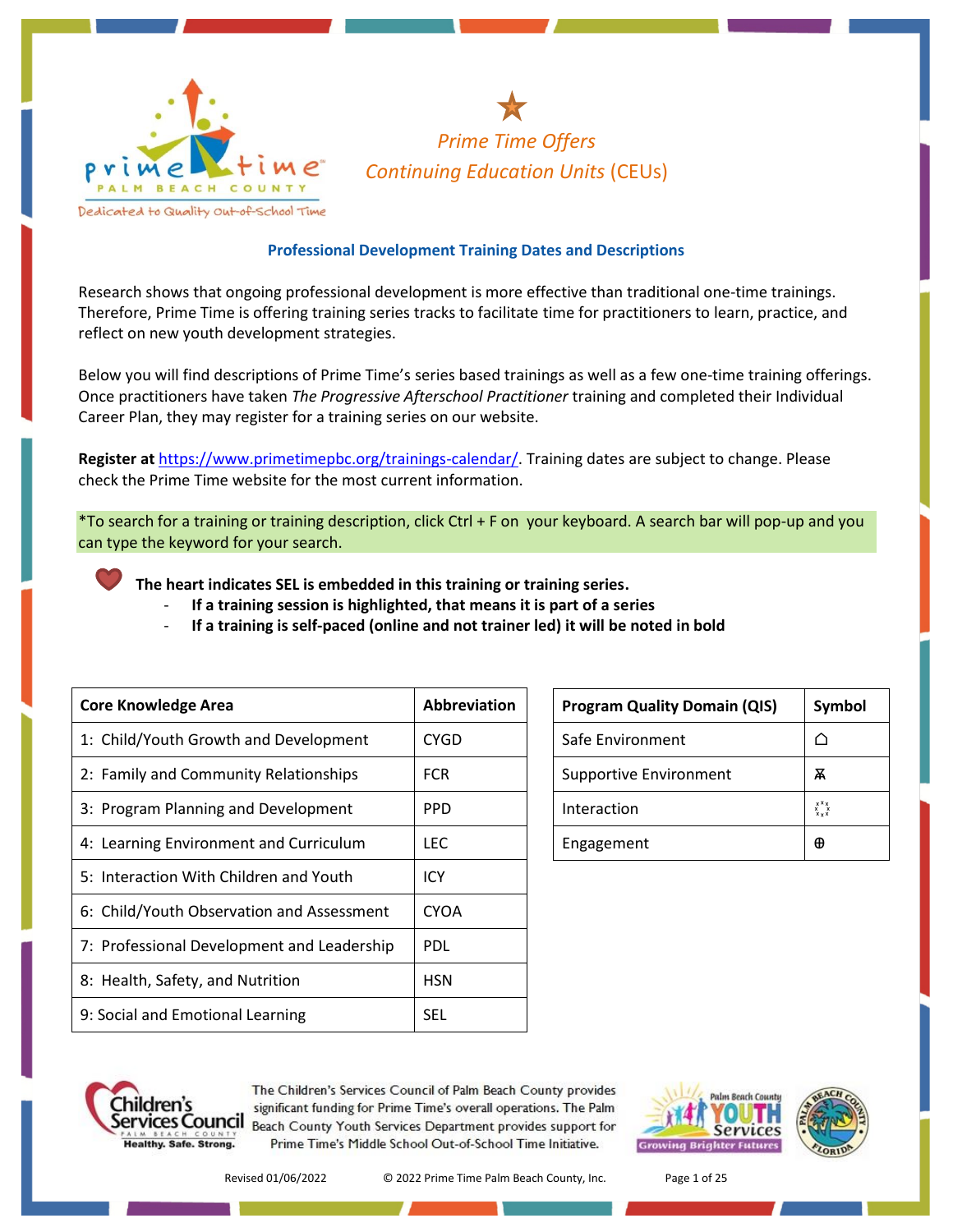★

*Prime Time Offers*
*Continuing Education Units* (CEUs)

**Professional Development Training Dates and Descriptions**

Research shows that ongoing professional development is more effective than traditional one-time trainings. Therefore, Prime Time is offering training series tracks to facilitate time for practitioners to learn, practice, and reflect on new youth development strategies.

Below you will find descriptions of Prime Time's series based trainings as well as a few one-time training offerings. Once practitioners have taken *The Progressive Afterschool Practitioner* training and completed their Individual Career Plan, they may register for a training series on our website.

**Register at** https://www.primetimepbc.org/trainings-calendar/. Training dates are subject to change. Please check the Prime Time website for the most current information.

*To search for a training or training description, click Ctrl + F on your keyboard. A search bar will pop-up and you can type the keyword for your search.

**The heart indicates SEL is embedded in this training or training series.**

- **If a training session is highlighted, that means it is part of a series**
- **If a training is self-paced (online and not trainer led) it will be noted in bold**

| Core Knowledge Area | Abbreviation |
|---|---|
| 1: Child/Youth Growth and Development | CYGD |
| 2: Family and Community Relationships | FCR |
| 3: Program Planning and Development | PPD |
| 4: Learning Environment and Curriculum | LEC |
| 5: Interaction With Children and Youth | ICY |
| 6: Child/Youth Observation and Assessment | CYOA |
| 7: Professional Development and Leadership | PDL |
| 8: Health, Safety, and Nutrition | HSN |
| 9: Social and Emotional Learning | SEL |

| Program Quality Domain (QIS) | Symbol |
|---|---|
| Safe Environment | ⌂ |
| Supportive Environment | Ѫ |
| Interaction | ⁘ |
| Engagement | ⊕ |

The Children's Services Council of Palm Beach County provides significant funding for Prime Time's overall operations. The Palm Beach County Youth Services Department provides support for Prime Time's Middle School Out-of-School Time Initiative.

Revised 01/06/2022 © 2022 Prime Time Palm Beach County, Inc.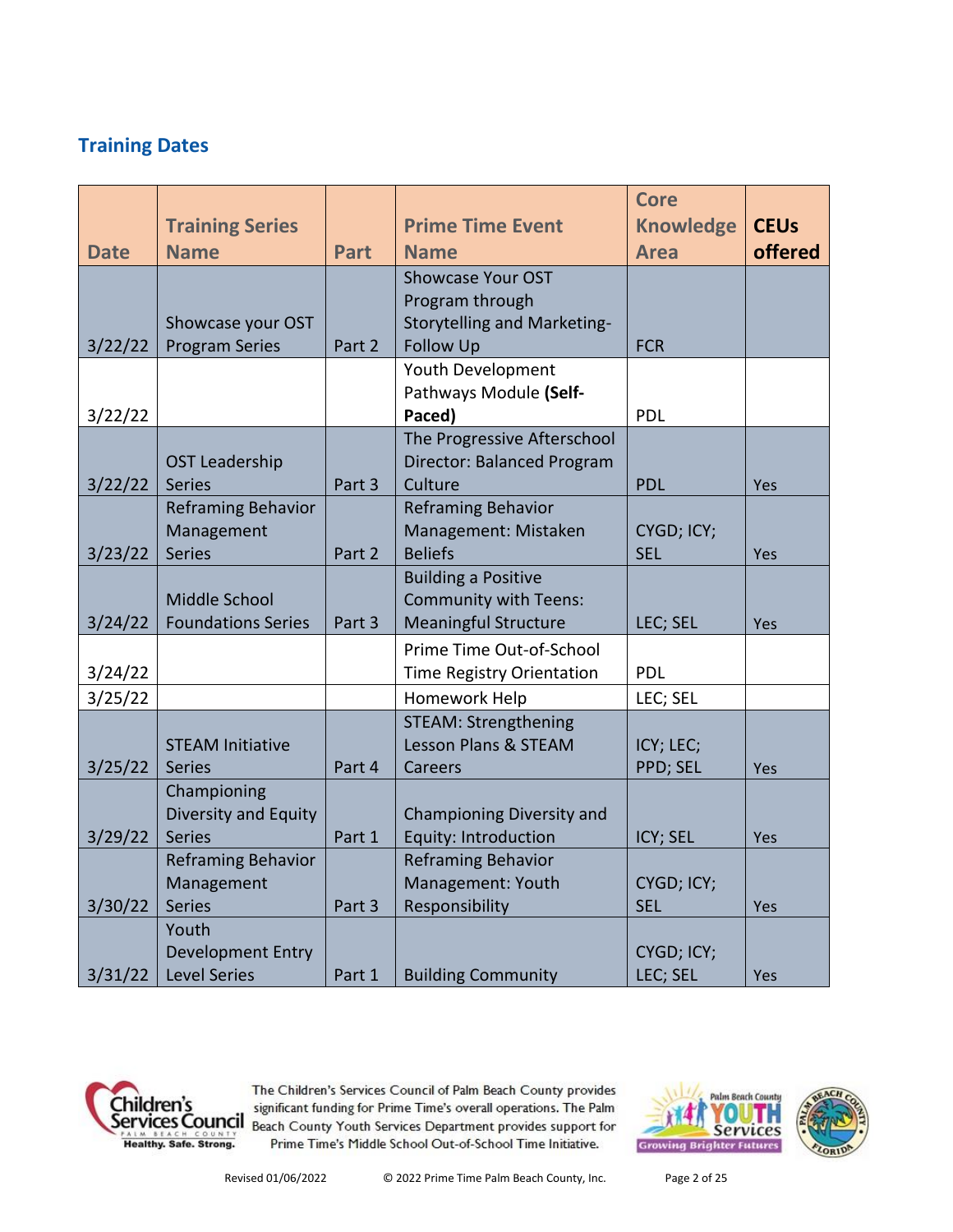## Training Dates

| Date | Training Series Name | Part | Prime Time Event Name | Core Knowledge Area | CEUs offered |
|---|---|---|---|---|---|
| 3/22/22 | Showcase your OST Program Series | Part 2 | Showcase Your OST Program through Storytelling and Marketing-Follow Up | FCR | |
| 3/22/22 | | | Youth Development Pathways Module **(Self-Paced)** | PDL | |
| 3/22/22 | OST Leadership Series | Part 3 | The Progressive Afterschool Director: Balanced Program Culture | PDL | Yes |
| 3/23/22 | Reframing Behavior Management Series | Part 2 | Reframing Behavior Management: Mistaken Beliefs | CYGD; ICY; SEL | Yes |
| 3/24/22 | Middle School Foundations Series | Part 3 | Building a Positive Community with Teens: Meaningful Structure | LEC; SEL | Yes |
| 3/24/22 | | | Prime Time Out-of-School Time Registry Orientation | PDL | |
| 3/25/22 | | | Homework Help | LEC; SEL | |
| 3/25/22 | STEAM Initiative Series | Part 4 | STEAM: Strengthening Lesson Plans & STEAM Careers | ICY; LEC; PPD; SEL | Yes |
| 3/29/22 | Championing Diversity and Equity Series | Part 1 | Championing Diversity and Equity: Introduction | ICY; SEL | Yes |
| 3/30/22 | Reframing Behavior Management Series | Part 3 | Reframing Behavior Management: Youth Responsibility | CYGD; ICY; SEL | Yes |
| 3/31/22 | Youth Development Entry Level Series | Part 1 | Building Community | CYGD; ICY; LEC; SEL | Yes |

The Children's Services Council of Palm Beach County provides significant funding for Prime Time's overall operations. The Palm Beach County Youth Services Department provides support for Prime Time's Middle School Out-of-School Time Initiative.

Revised 01/06/2022 © 2022 Prime Time Palm Beach County, Inc.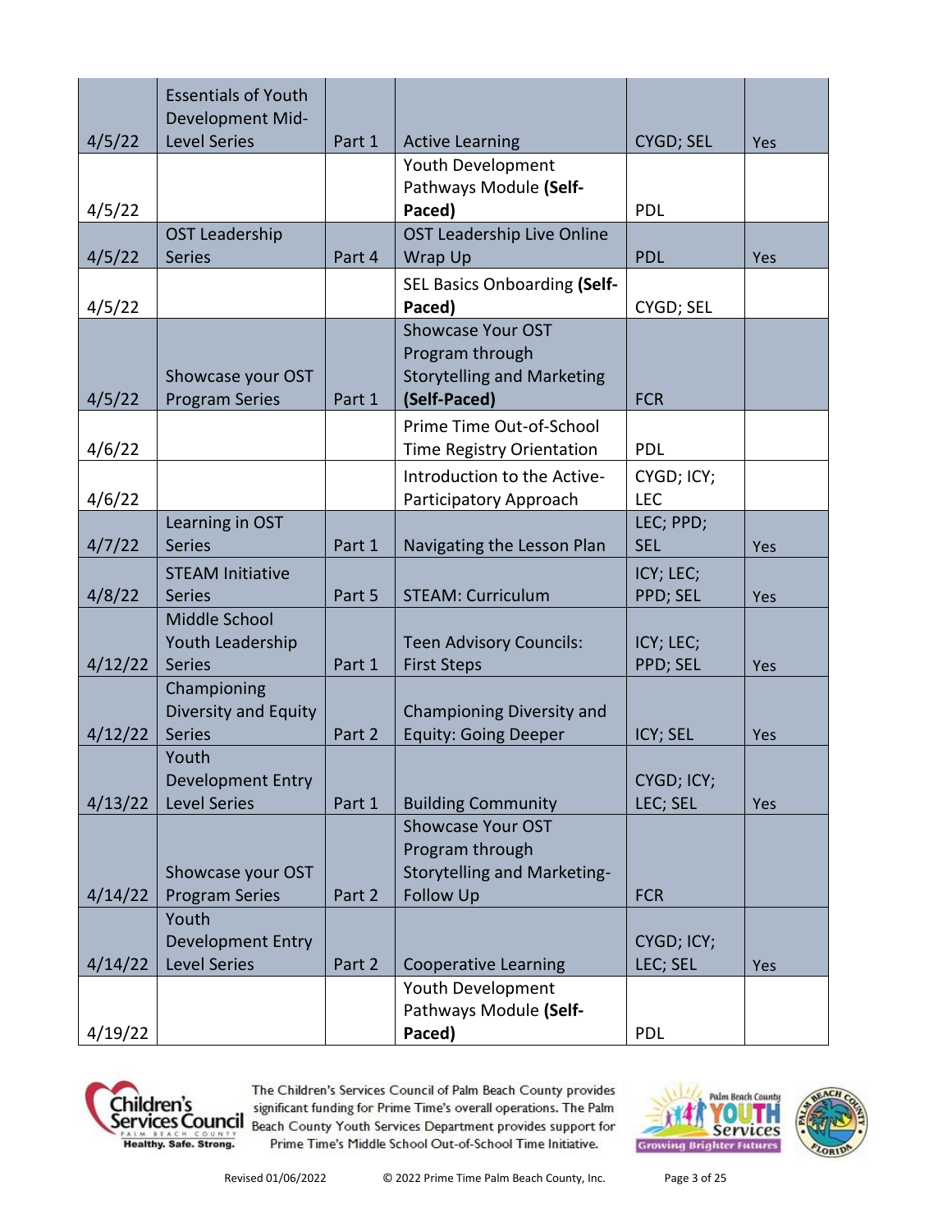| | | | | | |
|---|---|---|---|---|---|
| 4/5/22 | Essentials of Youth Development Mid-Level Series | Part 1 | Active Learning | CYGD; SEL | Yes |
| 4/5/22 | | | Youth Development Pathways Module **(Self-Paced)** | PDL | |
| 4/5/22 | OST Leadership Series | Part 4 | OST Leadership Live Online Wrap Up | PDL | Yes |
| 4/5/22 | | | SEL Basics Onboarding **(Self-Paced)** | CYGD; SEL | |
| 4/5/22 | Showcase your OST Program Series | Part 1 | Showcase Your OST Program through Storytelling and Marketing **(Self-Paced)** | FCR | |
| 4/6/22 | | | Prime Time Out-of-School Time Registry Orientation | PDL | |
| 4/6/22 | | | Introduction to the Active-Participatory Approach | CYGD; ICY; LEC | |
| 4/7/22 | Learning in OST Series | Part 1 | Navigating the Lesson Plan | LEC; PPD; SEL | Yes |
| 4/8/22 | STEAM Initiative Series | Part 5 | STEAM: Curriculum | ICY; LEC; PPD; SEL | Yes |
| 4/12/22 | Middle School Youth Leadership Series | Part 1 | Teen Advisory Councils: First Steps | ICY; LEC; PPD; SEL | Yes |
| 4/12/22 | Championing Diversity and Equity Series | Part 2 | Championing Diversity and Equity: Going Deeper | ICY; SEL | Yes |
| 4/13/22 | Youth Development Entry Level Series | Part 1 | Building Community | CYGD; ICY; LEC; SEL | Yes |
| 4/14/22 | Showcase your OST Program Series | Part 2 | Showcase Your OST Program through Storytelling and Marketing-Follow Up | FCR | |
| 4/14/22 | Youth Development Entry Level Series | Part 2 | Cooperative Learning | CYGD; ICY; LEC; SEL | Yes |
| 4/19/22 | | | Youth Development Pathways Module **(Self-Paced)** | PDL | |

The Children's Services Council of Palm Beach County provides significant funding for Prime Time's overall operations. The Palm Beach County Youth Services Department provides support for Prime Time's Middle School Out-of-School Time Initiative.

Revised 01/06/2022 © 2022 Prime Time Palm Beach County, Inc.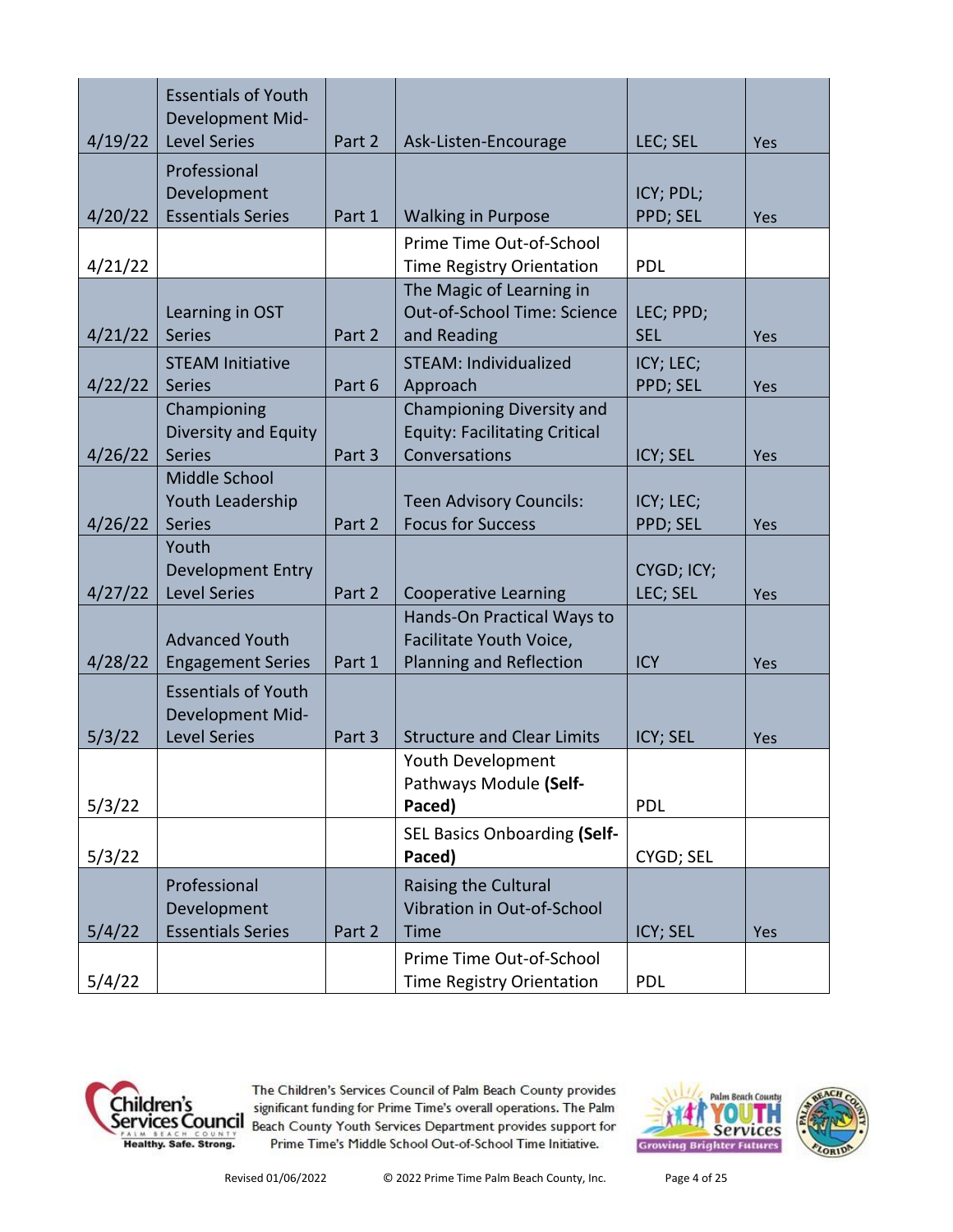| | | | | | |
|---|---|---|---|---|---|
| 4/19/22 | Essentials of Youth Development Mid-Level Series | Part 2 | Ask-Listen-Encourage | LEC; SEL | Yes |
| 4/20/22 | Professional Development Essentials Series | Part 1 | Walking in Purpose | ICY; PDL; PPD; SEL | Yes |
| 4/21/22 | | | Prime Time Out-of-School Time Registry Orientation | PDL | |
| 4/21/22 | Learning in OST Series | Part 2 | The Magic of Learning in Out-of-School Time: Science and Reading | LEC; PPD; SEL | Yes |
| 4/22/22 | STEAM Initiative Series | Part 6 | STEAM: Individualized Approach | ICY; LEC; PPD; SEL | Yes |
| 4/26/22 | Championing Diversity and Equity Series | Part 3 | Championing Diversity and Equity: Facilitating Critical Conversations | ICY; SEL | Yes |
| 4/26/22 | Middle School Youth Leadership Series | Part 2 | Teen Advisory Councils: Focus for Success | ICY; LEC; PPD; SEL | Yes |
| 4/27/22 | Youth Development Entry Level Series | Part 2 | Cooperative Learning | CYGD; ICY; LEC; SEL | Yes |
| 4/28/22 | Advanced Youth Engagement Series | Part 1 | Hands-On Practical Ways to Facilitate Youth Voice, Planning and Reflection | ICY | Yes |
| 5/3/22 | Essentials of Youth Development Mid-Level Series | Part 3 | Structure and Clear Limits | ICY; SEL | Yes |
| 5/3/22 | | | Youth Development Pathways Module **(Self-Paced)** | PDL | |
| 5/3/22 | | | SEL Basics Onboarding **(Self-Paced)** | CYGD; SEL | |
| 5/4/22 | Professional Development Essentials Series | Part 2 | Raising the Cultural Vibration in Out-of-School Time | ICY; SEL | Yes |
| 5/4/22 | | | Prime Time Out-of-School Time Registry Orientation | PDL | |

The Children's Services Council of Palm Beach County provides significant funding for Prime Time's overall operations. The Palm Beach County Youth Services Department provides support for Prime Time's Middle School Out-of-School Time Initiative.

Revised 01/06/2022 © 2022 Prime Time Palm Beach County, Inc.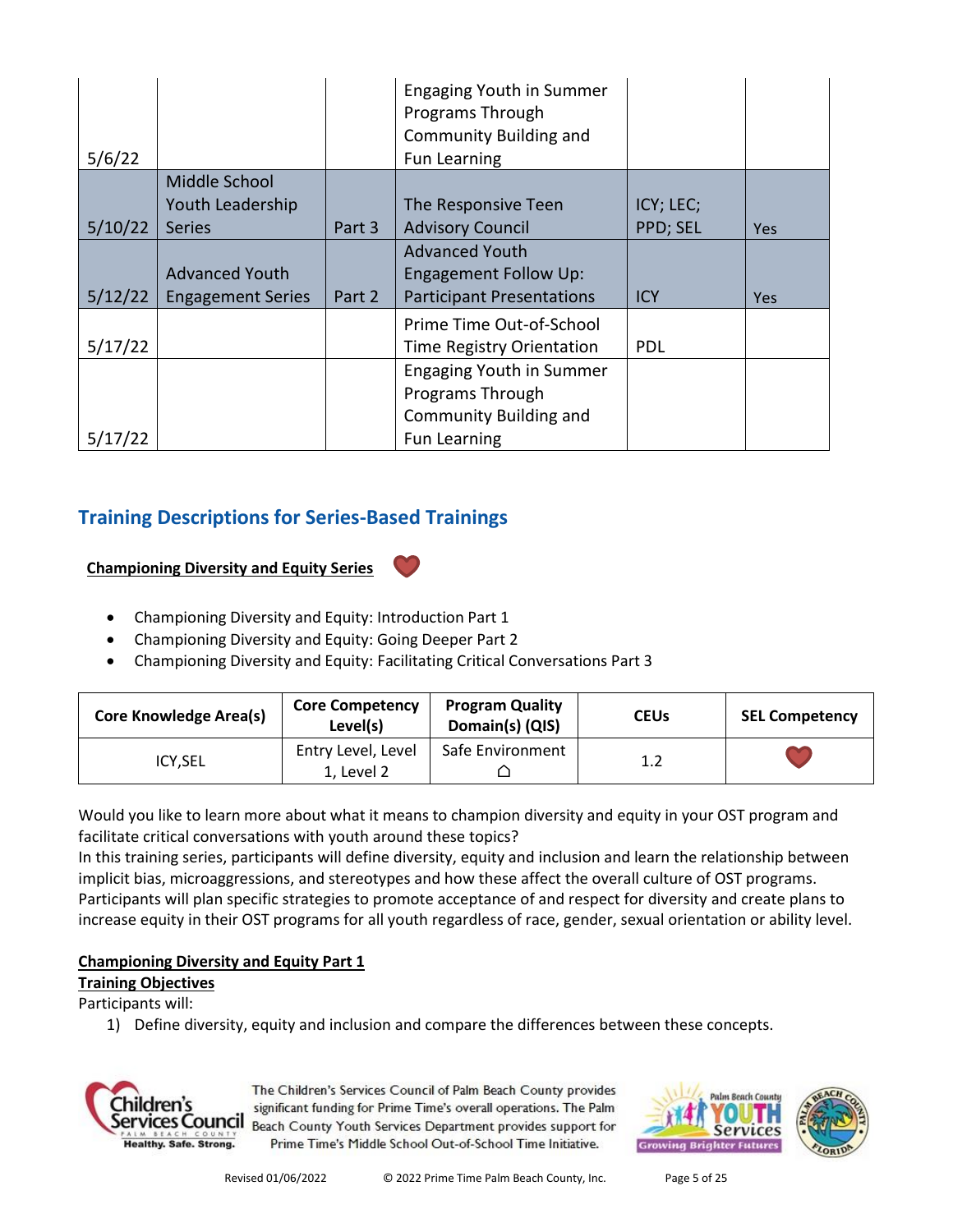| | | | | | |
|---|---|---|---|---|---|
| 5/6/22 | | | Engaging Youth in Summer Programs Through Community Building and Fun Learning | | |
| 5/10/22 | Middle School Youth Leadership Series | Part 3 | The Responsive Teen Advisory Council | ICY; LEC; PPD; SEL | Yes |
| 5/12/22 | Advanced Youth Engagement Series | Part 2 | Advanced Youth Engagement Follow Up: Participant Presentations | ICY | Yes |
| 5/17/22 | | | Prime Time Out-of-School Time Registry Orientation | PDL | |
| 5/17/22 | | | Engaging Youth in Summer Programs Through Community Building and Fun Learning | | |

## Training Descriptions for Series-Based Trainings

**Championing Diversity and Equity Series**

- Championing Diversity and Equity: Introduction Part 1
- Championing Diversity and Equity: Going Deeper Part 2
- Championing Diversity and Equity: Facilitating Critical Conversations Part 3

| Core Knowledge Area(s) | Core Competency Level(s) | Program Quality Domain(s) (QIS) | CEUs | SEL Competency |
|---|---|---|---|---|
| ICY,SEL | Entry Level, Level 1, Level 2 | Safe Environment ⌂ | 1.2 | ♥ |

Would you like to learn more about what it means to champion diversity and equity in your OST program and facilitate critical conversations with youth around these topics?
In this training series, participants will define diversity, equity and inclusion and learn the relationship between implicit bias, microaggressions, and stereotypes and how these affect the overall culture of OST programs. Participants will plan specific strategies to promote acceptance of and respect for diversity and create plans to increase equity in their OST programs for all youth regardless of race, gender, sexual orientation or ability level.

**Championing Diversity and Equity Part 1**

**Training Objectives**

Participants will:

1) Define diversity, equity and inclusion and compare the differences between these concepts.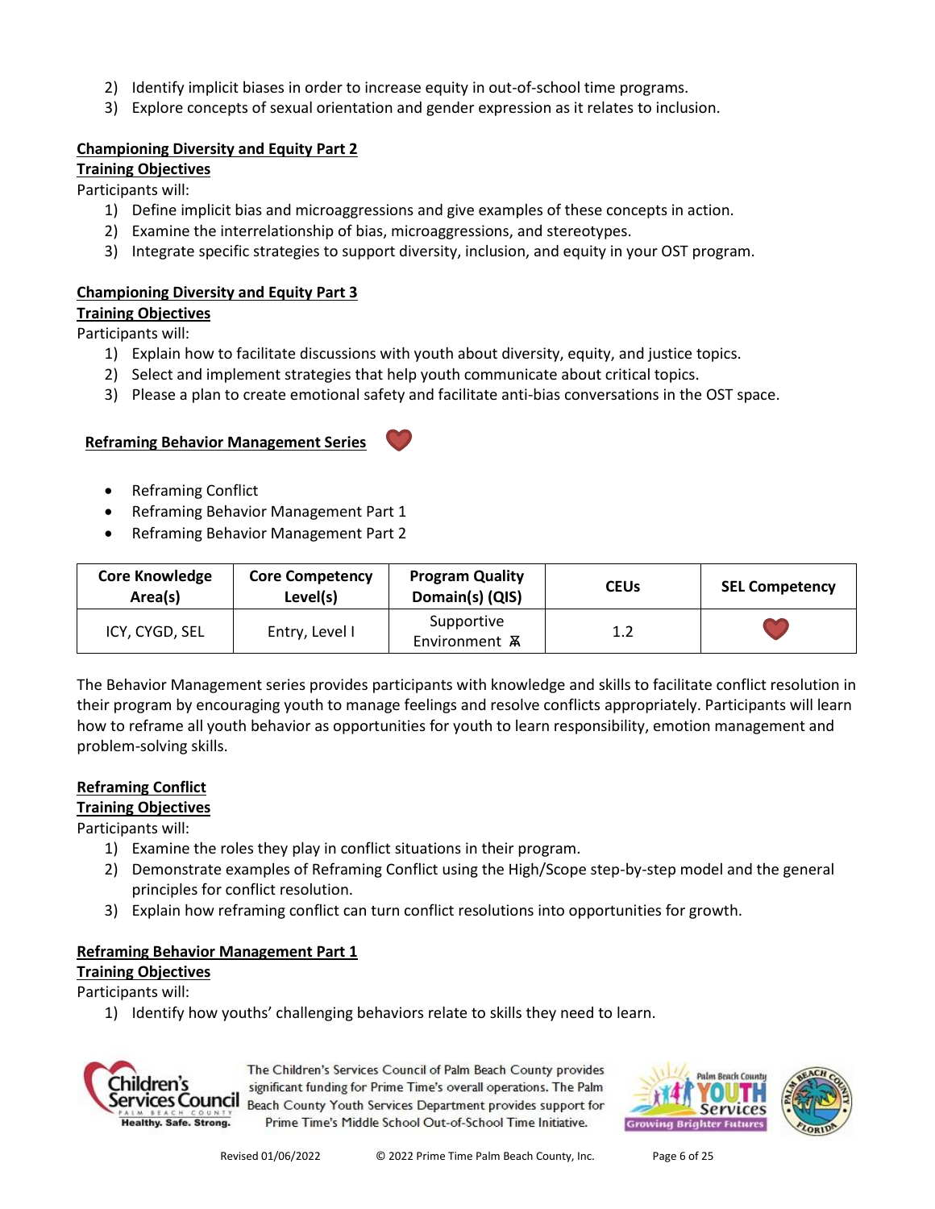2) Identify implicit biases in order to increase equity in out-of-school time programs.
3) Explore concepts of sexual orientation and gender expression as it relates to inclusion.

**Championing Diversity and Equity Part 2**

**Training Objectives**

Participants will:

1) Define implicit bias and microaggressions and give examples of these concepts in action.
2) Examine the interrelationship of bias, microaggressions, and stereotypes.
3) Integrate specific strategies to support diversity, inclusion, and equity in your OST program.

**Championing Diversity and Equity Part 3**

**Training Objectives**

Participants will:

1) Explain how to facilitate discussions with youth about diversity, equity, and justice topics.
2) Select and implement strategies that help youth communicate about critical topics.
3) Please a plan to create emotional safety and facilitate anti-bias conversations in the OST space.

**Reframing Behavior Management Series** ❤

- Reframing Conflict
- Reframing Behavior Management Part 1
- Reframing Behavior Management Part 2

| Core Knowledge Area(s) | Core Competency Level(s) | Program Quality Domain(s) (QIS) | CEUs | SEL Competency |
| --- | --- | --- | --- | --- |
| ICY, CYGD, SEL | Entry, Level I | Supportive Environment ⩰ | 1.2 | ❤ |

The Behavior Management series provides participants with knowledge and skills to facilitate conflict resolution in their program by encouraging youth to manage feelings and resolve conflicts appropriately. Participants will learn how to reframe all youth behavior as opportunities for youth to learn responsibility, emotion management and problem-solving skills.

**Reframing Conflict**

**Training Objectives**

Participants will:

1) Examine the roles they play in conflict situations in their program.
2) Demonstrate examples of Reframing Conflict using the High/Scope step-by-step model and the general principles for conflict resolution.
3) Explain how reframing conflict can turn conflict resolutions into opportunities for growth.

**Reframing Behavior Management Part 1**

**Training Objectives**

Participants will:

1) Identify how youths' challenging behaviors relate to skills they need to learn.

The Children's Services Council of Palm Beach County provides significant funding for Prime Time's overall operations. The Palm Beach County Youth Services Department provides support for Prime Time's Middle School Out-of-School Time Initiative.

Revised 01/06/2022 © 2022 Prime Time Palm Beach County, Inc.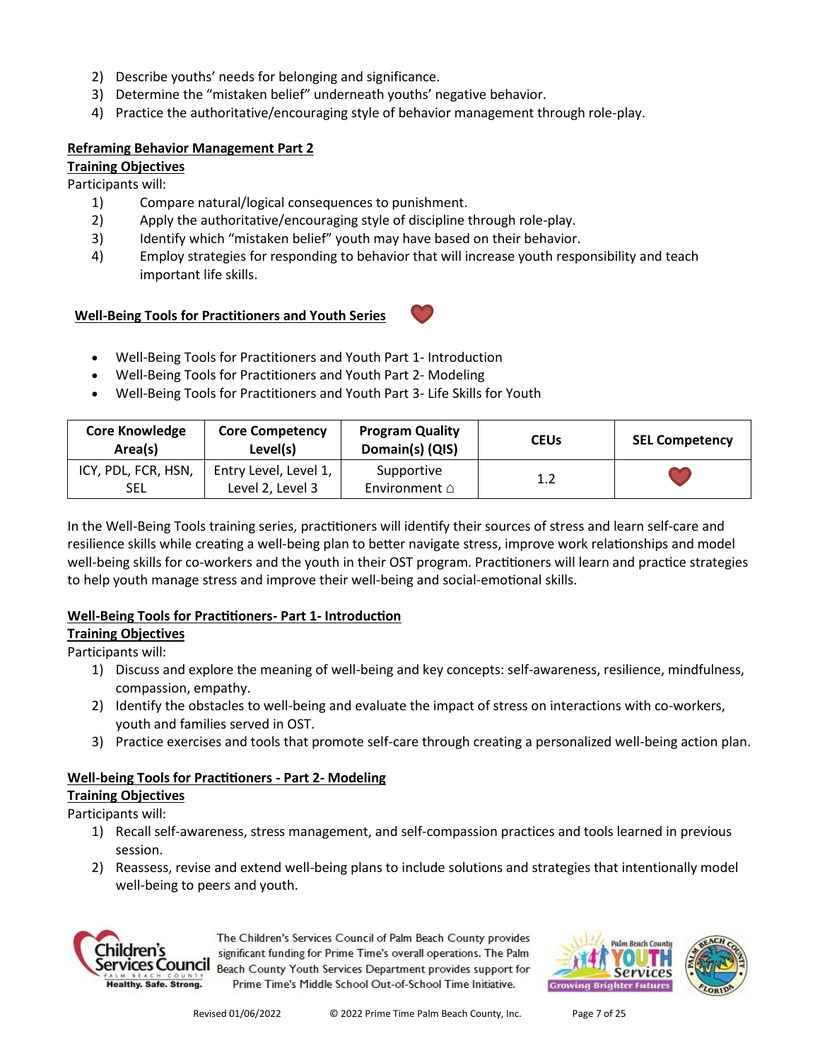2) Describe youths' needs for belonging and significance.
3) Determine the "mistaken belief" underneath youths' negative behavior.
4) Practice the authoritative/encouraging style of behavior management through role-play.

**Reframing Behavior Management Part 2**

**Training Objectives**

Participants will:

1) Compare natural/logical consequences to punishment.
2) Apply the authoritative/encouraging style of discipline through role-play.
3) Identify which "mistaken belief" youth may have based on their behavior.
4) Employ strategies for responding to behavior that will increase youth responsibility and teach important life skills.

**Well-Being Tools for Practitioners and Youth Series** ❤

- Well-Being Tools for Practitioners and Youth Part 1- Introduction
- Well-Being Tools for Practitioners and Youth Part 2- Modeling
- Well-Being Tools for Practitioners and Youth Part 3- Life Skills for Youth

| Core Knowledge Area(s) | Core Competency Level(s) | Program Quality Domain(s) (QIS) | CEUs | SEL Competency |
|---|---|---|---|---|
| ICY, PDL, FCR, HSN, SEL | Entry Level, Level 1, Level 2, Level 3 | Supportive Environment ⌂ | 1.2 | ❤ |

In the Well-Being Tools training series, practitioners will identify their sources of stress and learn self-care and resilience skills while creating a well-being plan to better navigate stress, improve work relationships and model well-being skills for co-workers and the youth in their OST program. Practitioners will learn and practice strategies to help youth manage stress and improve their well-being and social-emotional skills.

**Well-Being Tools for Practitioners- Part 1- Introduction**

**Training Objectives**

Participants will:

1) Discuss and explore the meaning of well-being and key concepts: self-awareness, resilience, mindfulness, compassion, empathy.
2) Identify the obstacles to well-being and evaluate the impact of stress on interactions with co-workers, youth and families served in OST.
3) Practice exercises and tools that promote self-care through creating a personalized well-being action plan.

**Well-being Tools for Practitioners - Part 2- Modeling**

**Training Objectives**

Participants will:

1) Recall self-awareness, stress management, and self-compassion practices and tools learned in previous session.
2) Reassess, revise and extend well-being plans to include solutions and strategies that intentionally model well-being to peers and youth.

The Children's Services Council of Palm Beach County provides significant funding for Prime Time's overall operations. The Palm Beach County Youth Services Department provides support for Prime Time's Middle School Out-of-School Time Initiative.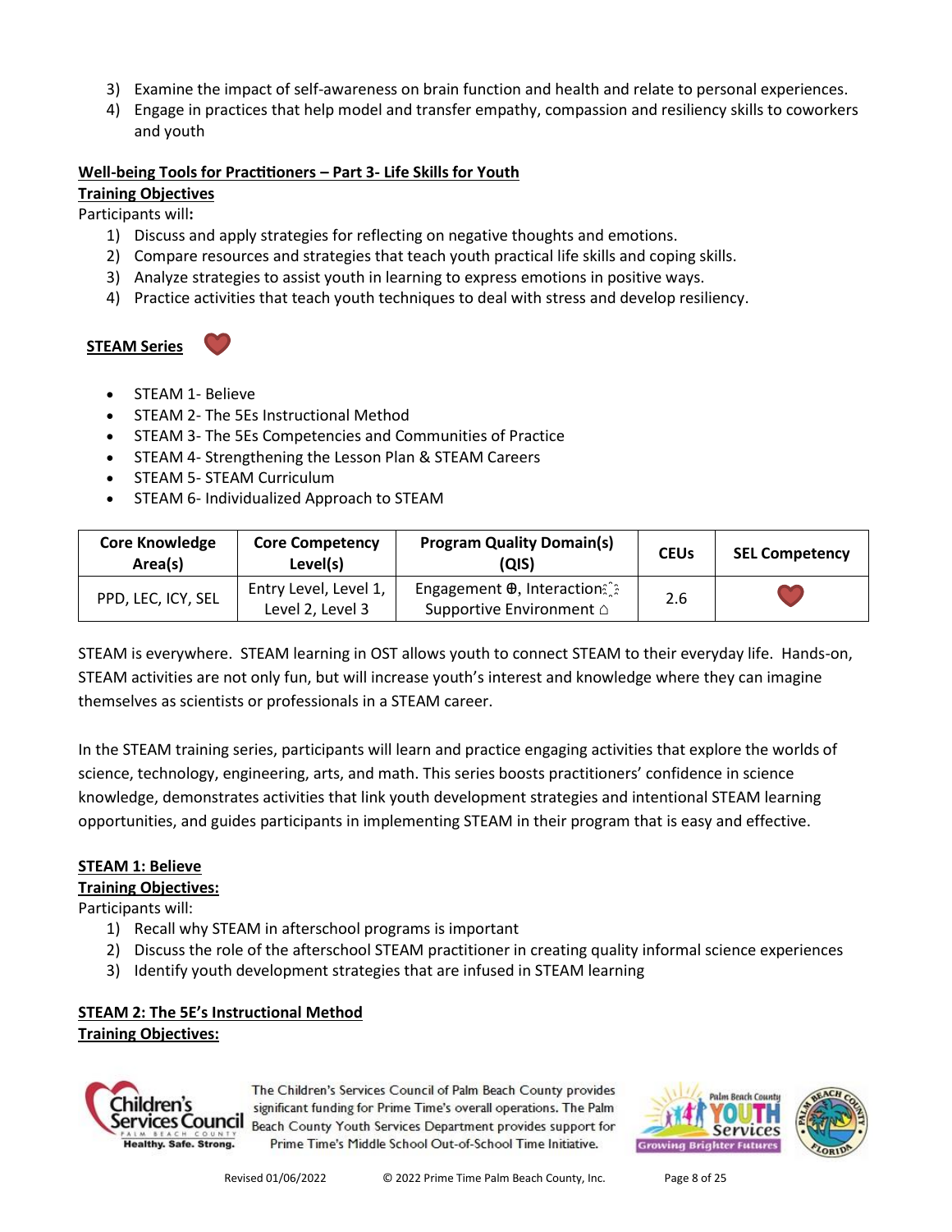3) Examine the impact of self-awareness on brain function and health and relate to personal experiences.
4) Engage in practices that help model and transfer empathy, compassion and resiliency skills to coworkers and youth

**Well-being Tools for Practitioners – Part 3- Life Skills for Youth**

**Training Objectives**

Participants will**:**

1) Discuss and apply strategies for reflecting on negative thoughts and emotions.
2) Compare resources and strategies that teach youth practical life skills and coping skills.
3) Analyze strategies to assist youth in learning to express emotions in positive ways.
4) Practice activities that teach youth techniques to deal with stress and develop resiliency.

**STEAM Series** ❤

- STEAM 1- Believe
- STEAM 2- The 5Es Instructional Method
- STEAM 3- The 5Es Competencies and Communities of Practice
- STEAM 4- Strengthening the Lesson Plan & STEAM Careers
- STEAM 5- STEAM Curriculum
- STEAM 6- Individualized Approach to STEAM

| Core Knowledge Area(s) | Core Competency Level(s) | Program Quality Domain(s) (QIS) | CEUs | SEL Competency |
|---|---|---|---|---|
| PPD, LEC, ICY, SEL | Entry Level, Level 1, Level 2, Level 3 | Engagement ⊕, Interaction, Supportive Environment ⌂ | 2.6 | ❤ |

STEAM is everywhere. STEAM learning in OST allows youth to connect STEAM to their everyday life. Hands-on, STEAM activities are not only fun, but will increase youth's interest and knowledge where they can imagine themselves as scientists or professionals in a STEAM career.

In the STEAM training series, participants will learn and practice engaging activities that explore the worlds of science, technology, engineering, arts, and math. This series boosts practitioners' confidence in science knowledge, demonstrates activities that link youth development strategies and intentional STEAM learning opportunities, and guides participants in implementing STEAM in their program that is easy and effective.

**STEAM 1: Believe**

**Training Objectives:**

Participants will:

1) Recall why STEAM in afterschool programs is important
2) Discuss the role of the afterschool STEAM practitioner in creating quality informal science experiences
3) Identify youth development strategies that are infused in STEAM learning

**STEAM 2: The 5E's Instructional Method**

**Training Objectives:**

The Children's Services Council of Palm Beach County provides significant funding for Prime Time's overall operations. The Palm Beach County Youth Services Department provides support for Prime Time's Middle School Out-of-School Time Initiative.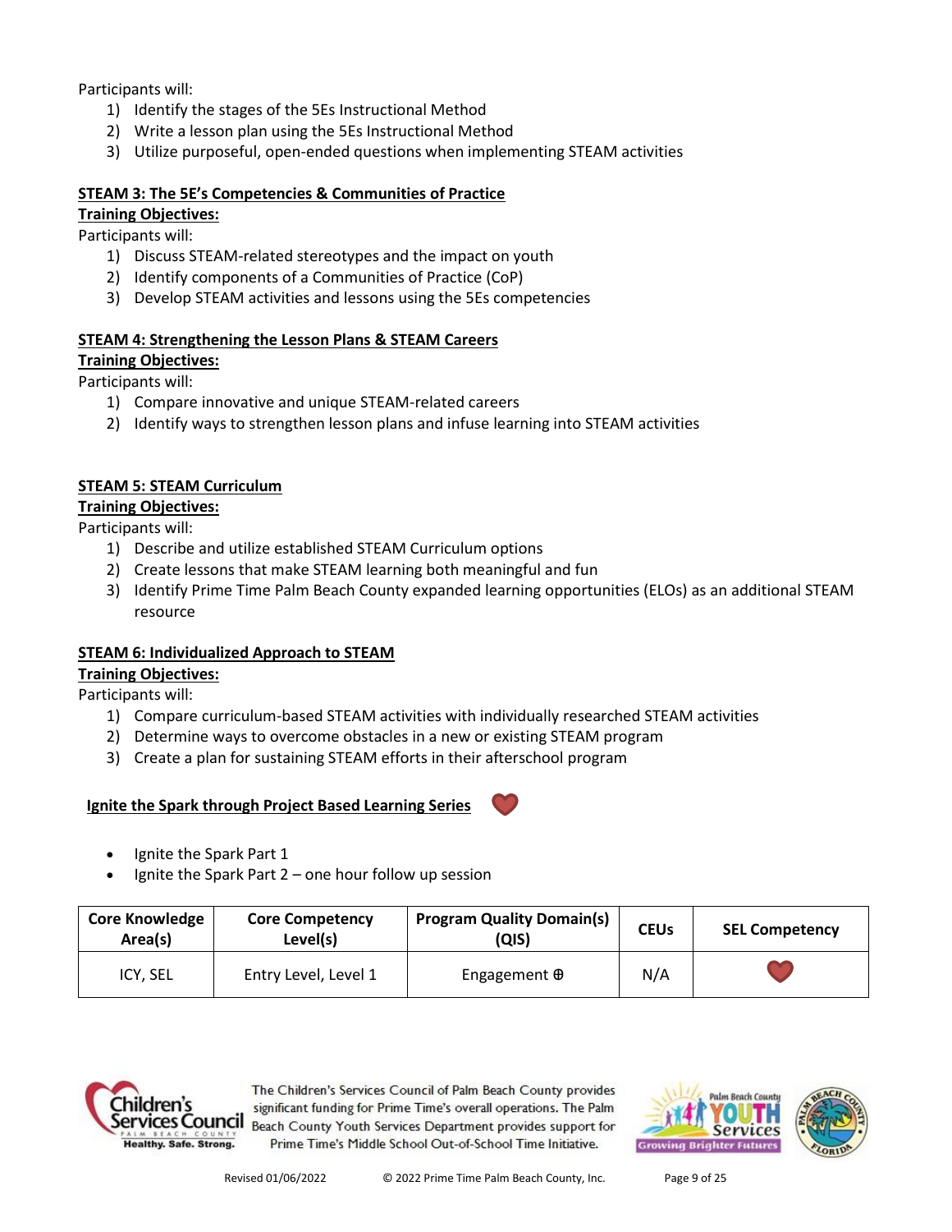Participants will:

1) Identify the stages of the 5Es Instructional Method
2) Write a lesson plan using the 5Es Instructional Method
3) Utilize purposeful, open-ended questions when implementing STEAM activities

**STEAM 3: The 5E's Competencies & Communities of Practice**

**Training Objectives:**

Participants will:

1) Discuss STEAM-related stereotypes and the impact on youth
2) Identify components of a Communities of Practice (CoP)
3) Develop STEAM activities and lessons using the 5Es competencies

**STEAM 4: Strengthening the Lesson Plans & STEAM Careers**

**Training Objectives:**

Participants will:

1) Compare innovative and unique STEAM-related careers
2) Identify ways to strengthen lesson plans and infuse learning into STEAM activities

**STEAM 5: STEAM Curriculum**

**Training Objectives:**

Participants will:

1) Describe and utilize established STEAM Curriculum options
2) Create lessons that make STEAM learning both meaningful and fun
3) Identify Prime Time Palm Beach County expanded learning opportunities (ELOs) as an additional STEAM resource

**STEAM 6: Individualized Approach to STEAM**

**Training Objectives:**

Participants will:

1) Compare curriculum-based STEAM activities with individually researched STEAM activities
2) Determine ways to overcome obstacles in a new or existing STEAM program
3) Create a plan for sustaining STEAM efforts in their afterschool program

**Ignite the Spark through Project Based Learning Series** ❤

- Ignite the Spark Part 1
- Ignite the Spark Part 2 – one hour follow up session

| Core Knowledge Area(s) | Core Competency Level(s) | Program Quality Domain(s) (QIS) | CEUs | SEL Competency |
|---|---|---|---|---|
| ICY, SEL | Entry Level, Level 1 | Engagement ⊕ | N/A | ❤ |

The Children's Services Council of Palm Beach County provides significant funding for Prime Time's overall operations. The Palm Beach County Youth Services Department provides support for Prime Time's Middle School Out-of-School Time Initiative.

Revised 01/06/2022 © 2022 Prime Time Palm Beach County, Inc.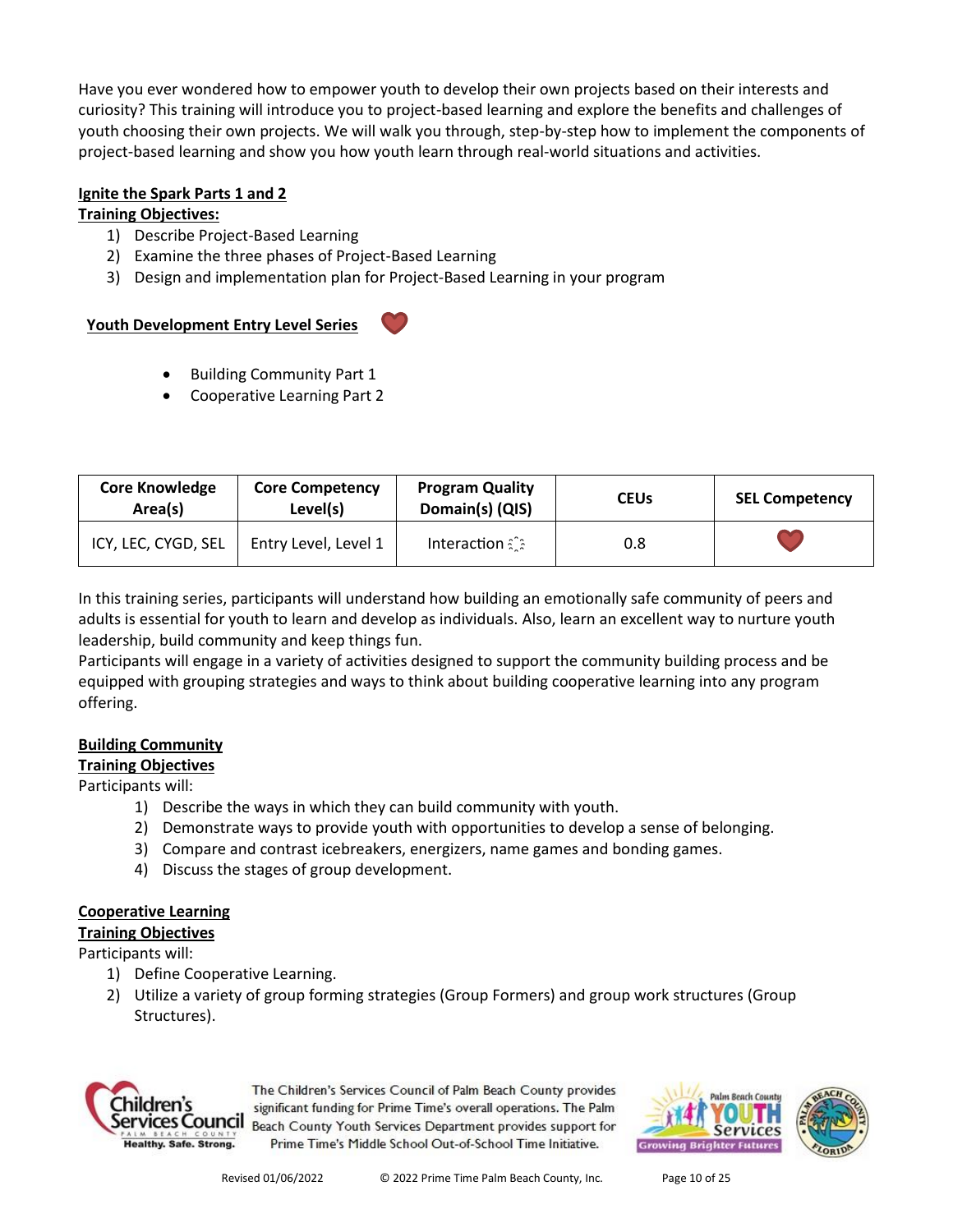Have you ever wondered how to empower youth to develop their own projects based on their interests and curiosity? This training will introduce you to project-based learning and explore the benefits and challenges of youth choosing their own projects. We will walk you through, step-by-step how to implement the components of project-based learning and show you how youth learn through real-world situations and activities.

**Ignite the Spark Parts 1 and 2**

**Training Objectives:**

1) Describe Project-Based Learning
2) Examine the three phases of Project-Based Learning
3) Design and implementation plan for Project-Based Learning in your program

## Youth Development Entry Level Series

- Building Community Part 1
- Cooperative Learning Part 2

| Core Knowledge Area(s) | Core Competency Level(s) | Program Quality Domain(s) (QIS) | CEUs | SEL Competency |
|---|---|---|---|---|
| ICY, LEC, CYGD, SEL | Entry Level, Level 1 | Interaction | 0.8 | |

In this training series, participants will understand how building an emotionally safe community of peers and adults is essential for youth to learn and develop as individuals. Also, learn an excellent way to nurture youth leadership, build community and keep things fun.
Participants will engage in a variety of activities designed to support the community building process and be equipped with grouping strategies and ways to think about building cooperative learning into any program offering.

**Building Community**

**Training Objectives**

Participants will:

1) Describe the ways in which they can build community with youth.
2) Demonstrate ways to provide youth with opportunities to develop a sense of belonging.
3) Compare and contrast icebreakers, energizers, name games and bonding games.
4) Discuss the stages of group development.

**Cooperative Learning**

**Training Objectives**

Participants will:

1) Define Cooperative Learning.
2) Utilize a variety of group forming strategies (Group Formers) and group work structures (Group Structures).

The Children's Services Council of Palm Beach County provides significant funding for Prime Time's overall operations. The Palm Beach County Youth Services Department provides support for Prime Time's Middle School Out-of-School Time Initiative.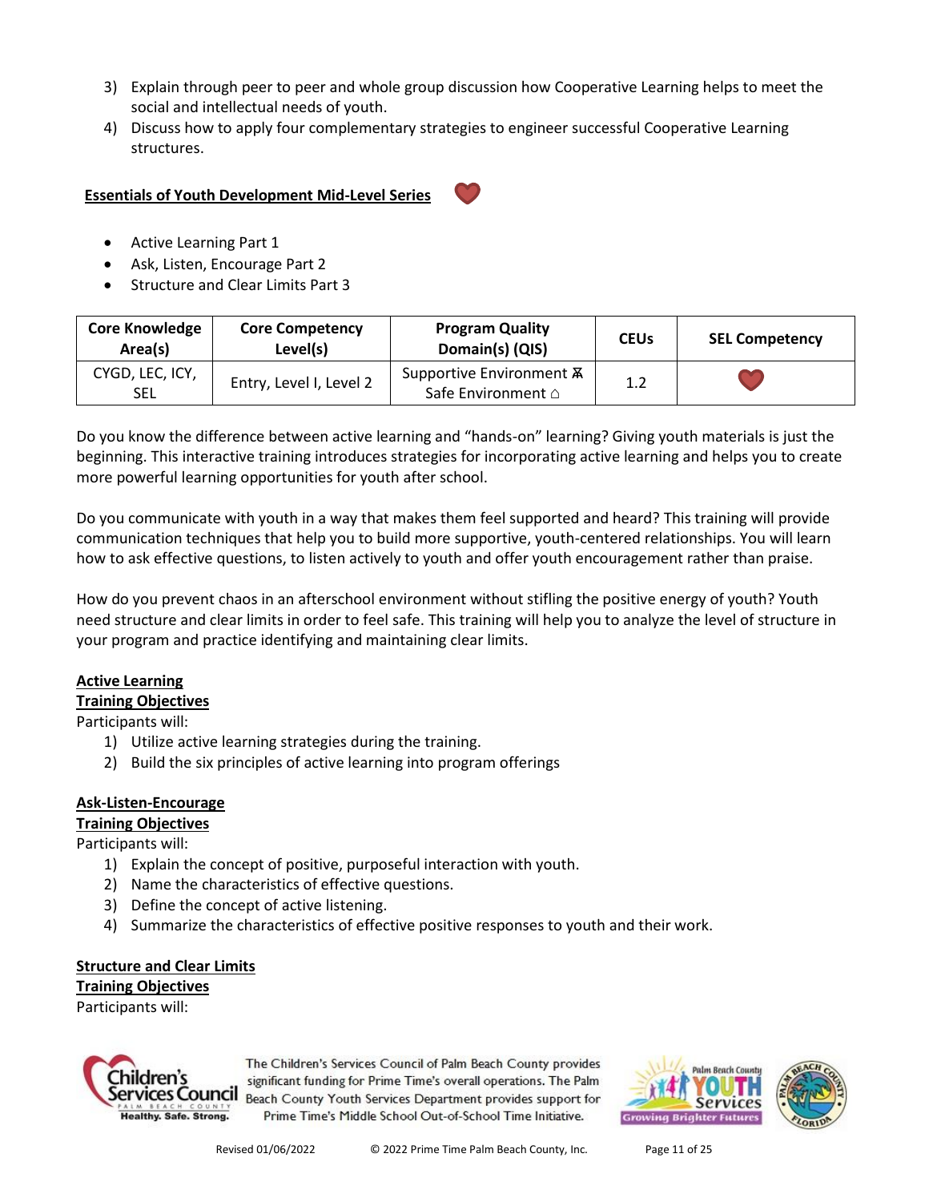3) Explain through peer to peer and whole group discussion how Cooperative Learning helps to meet the social and intellectual needs of youth.
4) Discuss how to apply four complementary strategies to engineer successful Cooperative Learning structures.

**Essentials of Youth Development Mid-Level Series**

- Active Learning Part 1
- Ask, Listen, Encourage Part 2
- Structure and Clear Limits Part 3

| Core Knowledge Area(s) | Core Competency Level(s) | Program Quality Domain(s) (QIS) | CEUs | SEL Competency |
|---|---|---|---|---|
| CYGD, LEC, ICY, SEL | Entry, Level I, Level 2 | Supportive Environment ⛼ Safe Environment ⌂ | 1.2 | ❤ |

Do you know the difference between active learning and "hands-on" learning? Giving youth materials is just the beginning. This interactive training introduces strategies for incorporating active learning and helps you to create more powerful learning opportunities for youth after school.

Do you communicate with youth in a way that makes them feel supported and heard? This training will provide communication techniques that help you to build more supportive, youth-centered relationships. You will learn how to ask effective questions, to listen actively to youth and offer youth encouragement rather than praise.

How do you prevent chaos in an afterschool environment without stifling the positive energy of youth? Youth need structure and clear limits in order to feel safe. This training will help you to analyze the level of structure in your program and practice identifying and maintaining clear limits.

**Active Learning**
**Training Objectives**
Participants will:
1) Utilize active learning strategies during the training.
2) Build the six principles of active learning into program offerings

**Ask-Listen-Encourage**
**Training Objectives**
Participants will:
1) Explain the concept of positive, purposeful interaction with youth.
2) Name the characteristics of effective questions.
3) Define the concept of active listening.
4) Summarize the characteristics of effective positive responses to youth and their work.

**Structure and Clear Limits**
**Training Objectives**
Participants will:

The Children's Services Council of Palm Beach County provides significant funding for Prime Time's overall operations. The Palm Beach County Youth Services Department provides support for Prime Time's Middle School Out-of-School Time Initiative.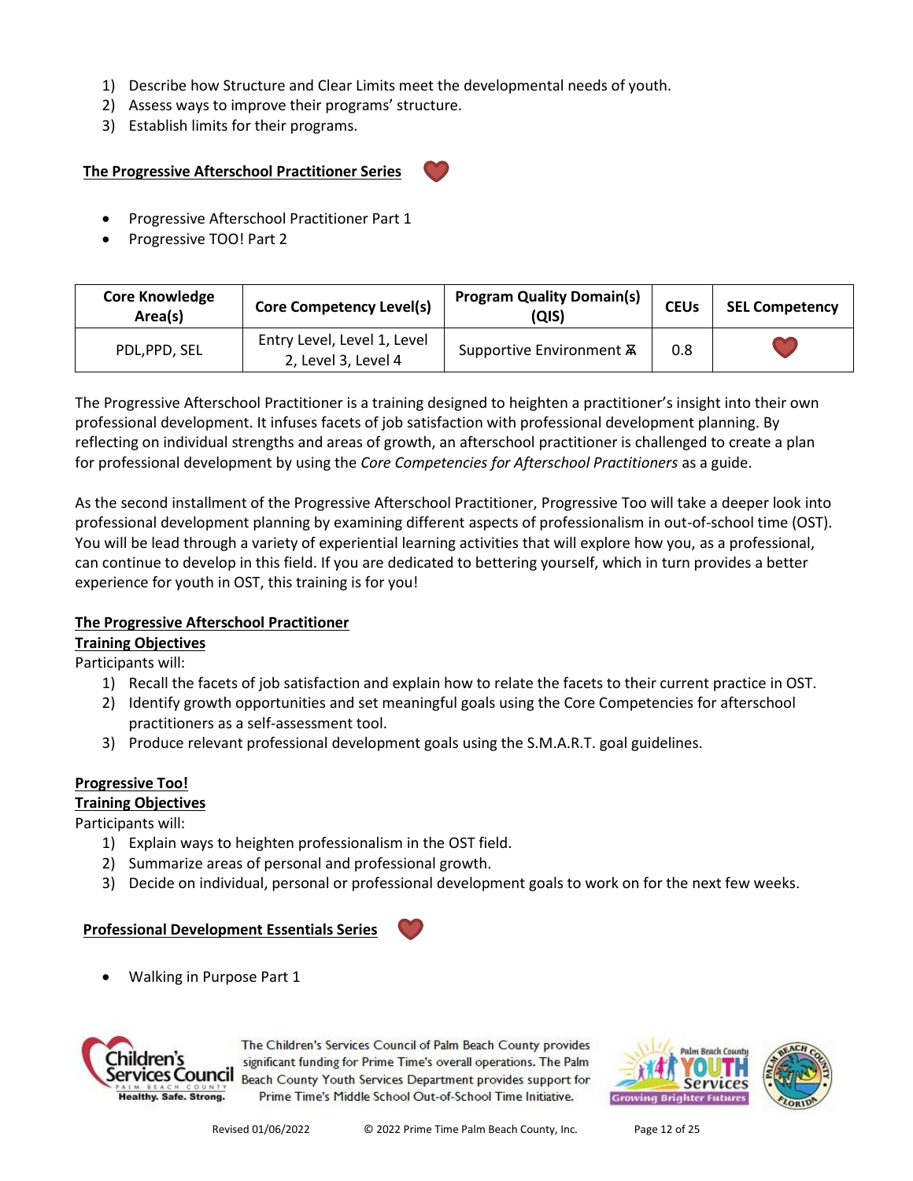1) Describe how Structure and Clear Limits meet the developmental needs of youth.
2) Assess ways to improve their programs' structure.
3) Establish limits for their programs.

**The Progressive Afterschool Practitioner Series**

- Progressive Afterschool Practitioner Part 1
- Progressive TOO! Part 2

| Core Knowledge Area(s) | Core Competency Level(s) | Program Quality Domain(s) (QIS) | CEUs | SEL Competency |
|---|---|---|---|---|
| PDL,PPD, SEL | Entry Level, Level 1, Level 2, Level 3, Level 4 | Supportive Environment ⾣ | 0.8 | ♥ |

The Progressive Afterschool Practitioner is a training designed to heighten a practitioner's insight into their own professional development. It infuses facets of job satisfaction with professional development planning. By reflecting on individual strengths and areas of growth, an afterschool practitioner is challenged to create a plan for professional development by using the *Core Competencies for Afterschool Practitioners* as a guide.

As the second installment of the Progressive Afterschool Practitioner, Progressive Too will take a deeper look into professional development planning by examining different aspects of professionalism in out-of-school time (OST). You will be lead through a variety of experiential learning activities that will explore how you, as a professional, can continue to develop in this field. If you are dedicated to bettering yourself, which in turn provides a better experience for youth in OST, this training is for you!

**The Progressive Afterschool Practitioner**
**Training Objectives**
Participants will:

1) Recall the facets of job satisfaction and explain how to relate the facets to their current practice in OST.
2) Identify growth opportunities and set meaningful goals using the Core Competencies for afterschool practitioners as a self-assessment tool.
3) Produce relevant professional development goals using the S.M.A.R.T. goal guidelines.

**Progressive Too!**
**Training Objectives**
Participants will:

1) Explain ways to heighten professionalism in the OST field.
2) Summarize areas of personal and professional growth.
3) Decide on individual, personal or professional development goals to work on for the next few weeks.

**Professional Development Essentials Series**

- Walking in Purpose Part 1

The Children's Services Council of Palm Beach County provides significant funding for Prime Time's overall operations. The Palm Beach County Youth Services Department provides support for Prime Time's Middle School Out-of-School Time Initiative.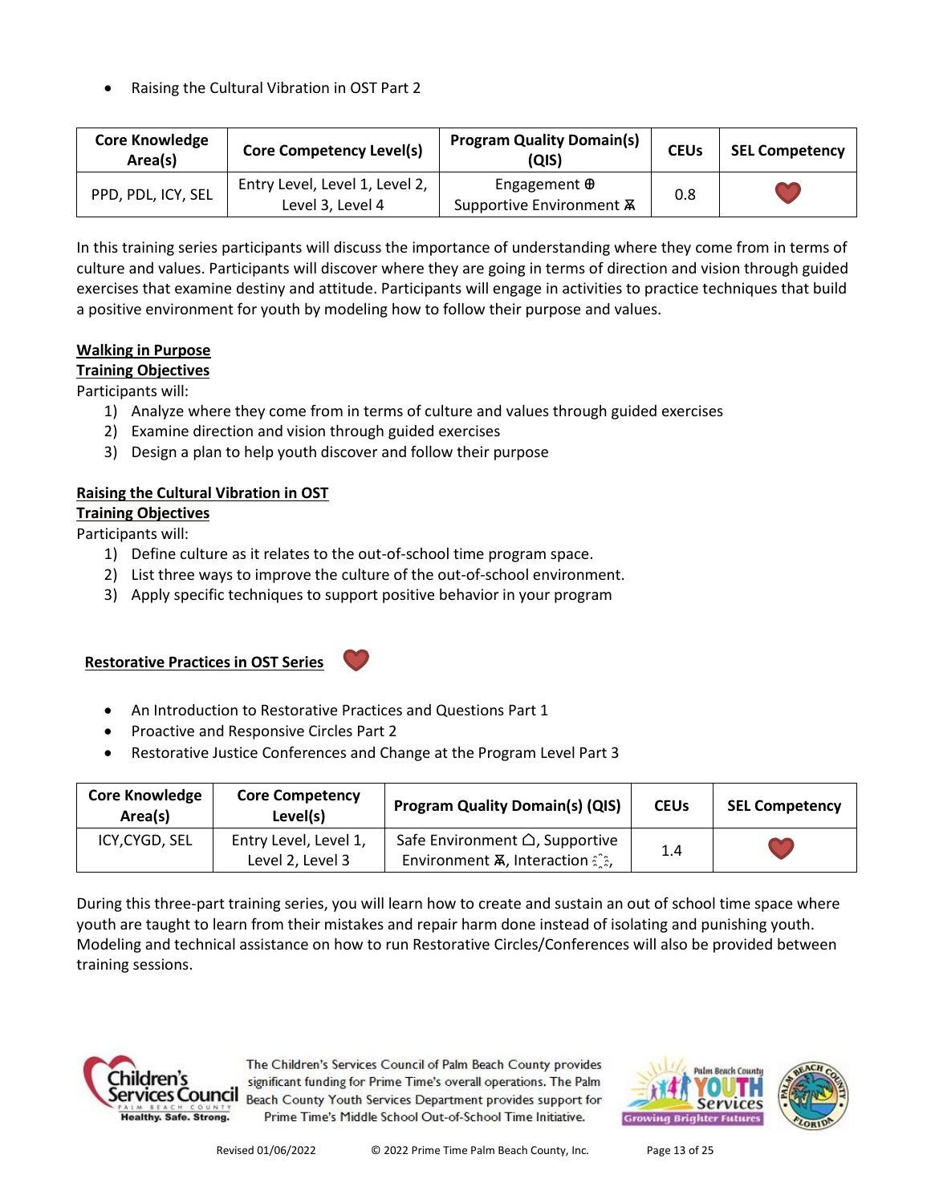- Raising the Cultural Vibration in OST Part 2

| Core Knowledge Area(s) | Core Competency Level(s) | Program Quality Domain(s) (QIS) | CEUs | SEL Competency |
|---|---|---|---|---|
| PPD, PDL, ICY, SEL | Entry Level, Level 1, Level 2, Level 3, Level 4 | Engagement ⊕ Supportive Environment ⩯ | 0.8 | ❤ |

In this training series participants will discuss the importance of understanding where they come from in terms of culture and values. Participants will discover where they are going in terms of direction and vision through guided exercises that examine destiny and attitude. Participants will engage in activities to practice techniques that build a positive environment for youth by modeling how to follow their purpose and values.

**Walking in Purpose**
**Training Objectives**
Participants will:

1) Analyze where they come from in terms of culture and values through guided exercises
2) Examine direction and vision through guided exercises
3) Design a plan to help youth discover and follow their purpose

**Raising the Cultural Vibration in OST**
**Training Objectives**
Participants will:

1) Define culture as it relates to the out-of-school time program space.
2) List three ways to improve the culture of the out-of-school environment.
3) Apply specific techniques to support positive behavior in your program

### Restorative Practices in OST Series ❤

- An Introduction to Restorative Practices and Questions Part 1
- Proactive and Responsive Circles Part 2
- Restorative Justice Conferences and Change at the Program Level Part 3

| Core Knowledge Area(s) | Core Competency Level(s) | Program Quality Domain(s) (QIS) | CEUs | SEL Competency |
|---|---|---|---|---|
| ICY,CYGD, SEL | Entry Level, Level 1, Level 2, Level 3 | Safe Environment ⌂, Supportive Environment ⩯, Interaction ⁂, | 1.4 | ❤ |

During this three-part training series, you will learn how to create and sustain an out of school time space where youth are taught to learn from their mistakes and repair harm done instead of isolating and punishing youth. Modeling and technical assistance on how to run Restorative Circles/Conferences will also be provided between training sessions.

The Children's Services Council of Palm Beach County provides significant funding for Prime Time's overall operations. The Palm Beach County Youth Services Department provides support for Prime Time's Middle School Out-of-School Time Initiative.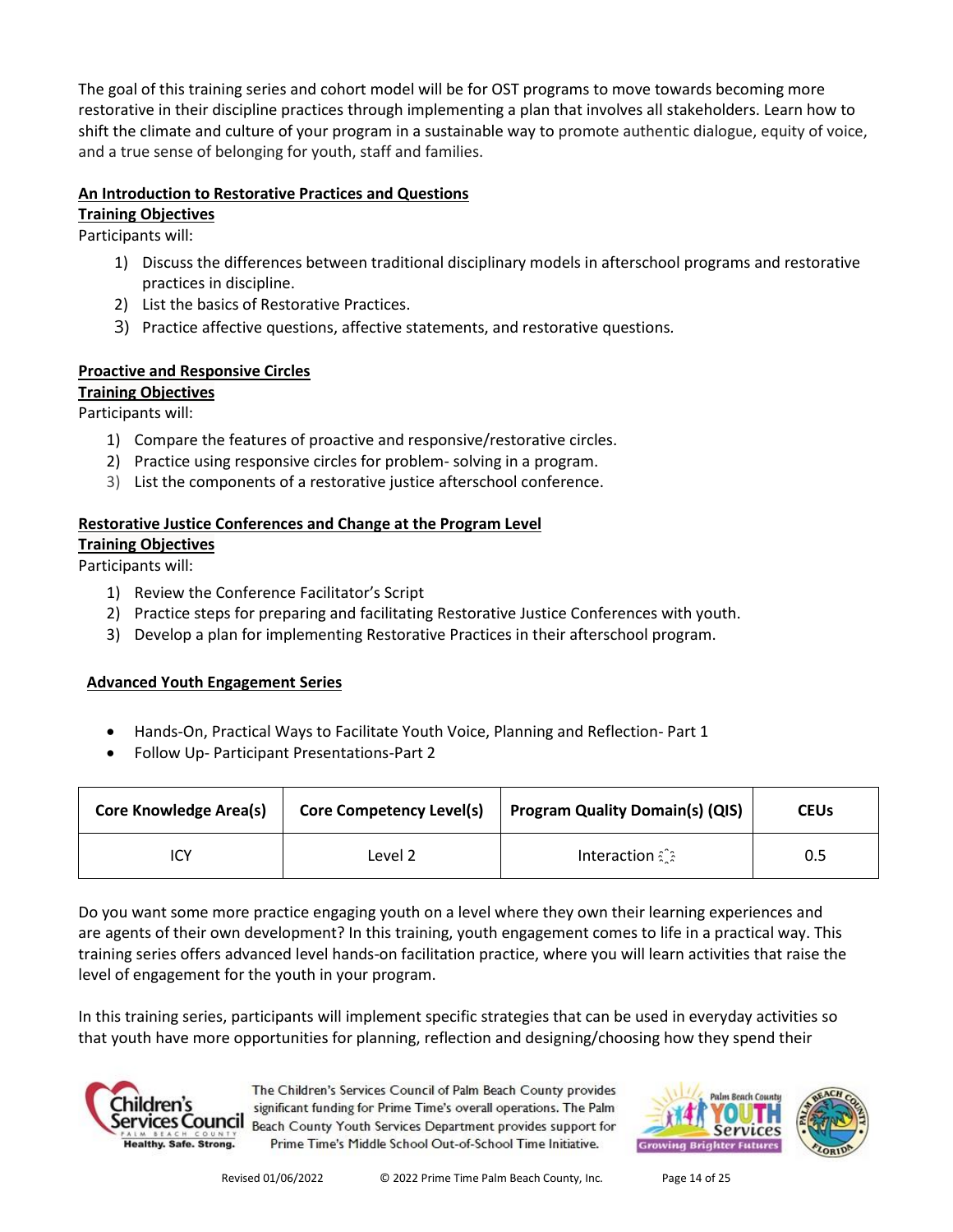The goal of this training series and cohort model will be for OST programs to move towards becoming more restorative in their discipline practices through implementing a plan that involves all stakeholders. Learn how to shift the climate and culture of your program in a sustainable way to promote authentic dialogue, equity of voice, and a true sense of belonging for youth, staff and families.

**An Introduction to Restorative Practices and Questions**

**Training Objectives**

Participants will:

1) Discuss the differences between traditional disciplinary models in afterschool programs and restorative practices in discipline.
2) List the basics of Restorative Practices.
3) Practice affective questions, affective statements, and restorative questions.

**Proactive and Responsive Circles**

**Training Objectives**

Participants will:

1) Compare the features of proactive and responsive/restorative circles.
2) Practice using responsive circles for problem- solving in a program.
3) List the components of a restorative justice afterschool conference.

**Restorative Justice Conferences and Change at the Program Level**

**Training Objectives**

Participants will:

1) Review the Conference Facilitator's Script
2) Practice steps for preparing and facilitating Restorative Justice Conferences with youth.
3) Develop a plan for implementing Restorative Practices in their afterschool program.

**Advanced Youth Engagement Series**

- Hands-On, Practical Ways to Facilitate Youth Voice, Planning and Reflection- Part 1
- Follow Up- Participant Presentations-Part 2

| Core Knowledge Area(s) | Core Competency Level(s) | Program Quality Domain(s) (QIS) | CEUs |
|---|---|---|---|
| ICY | Level 2 | Interaction | 0.5 |

Do you want some more practice engaging youth on a level where they own their learning experiences and are agents of their own development? In this training, youth engagement comes to life in a practical way. This training series offers advanced level hands-on facilitation practice, where you will learn activities that raise the level of engagement for the youth in your program.

In this training series, participants will implement specific strategies that can be used in everyday activities so that youth have more opportunities for planning, reflection and designing/choosing how they spend their

The Children's Services Council of Palm Beach County provides significant funding for Prime Time's overall operations. The Palm Beach County Youth Services Department provides support for Prime Time's Middle School Out-of-School Time Initiative.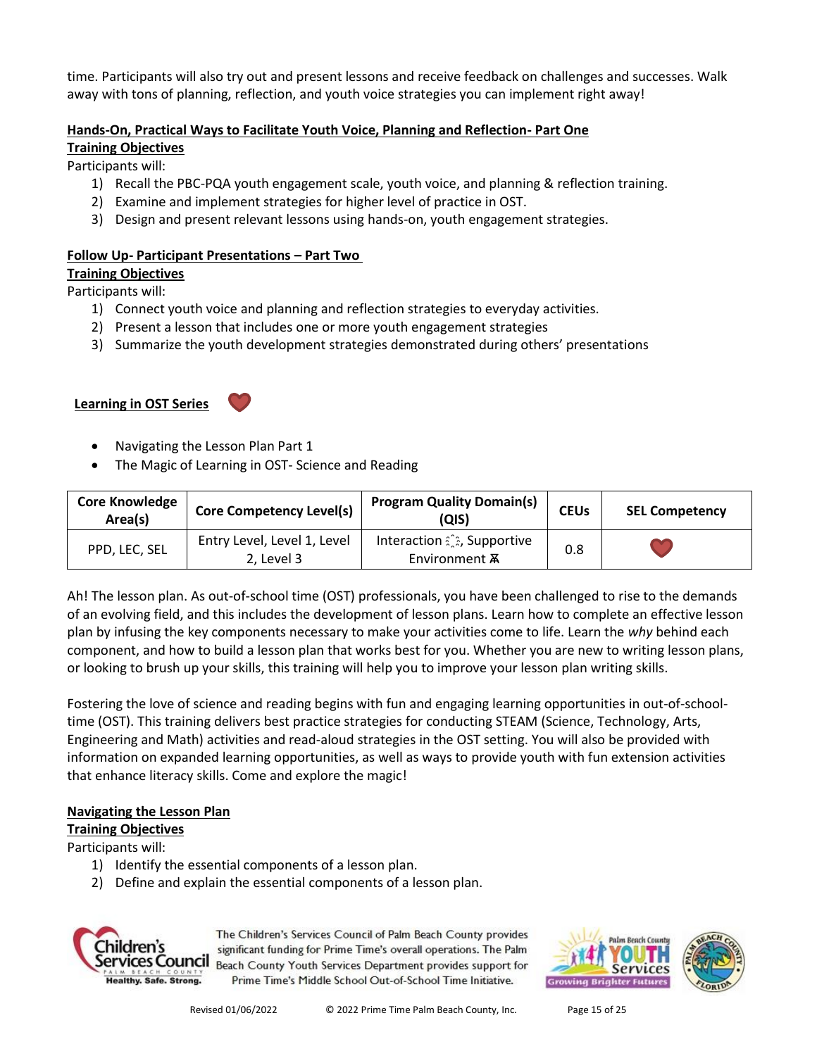time. Participants will also try out and present lessons and receive feedback on challenges and successes. Walk away with tons of planning, reflection, and youth voice strategies you can implement right away!

**Hands-On, Practical Ways to Facilitate Youth Voice, Planning and Reflection- Part One**

**Training Objectives**

Participants will:

1) Recall the PBC-PQA youth engagement scale, youth voice, and planning & reflection training.
2) Examine and implement strategies for higher level of practice in OST.
3) Design and present relevant lessons using hands-on, youth engagement strategies.

**Follow Up- Participant Presentations – Part Two**

**Training Objectives**

Participants will:

1) Connect youth voice and planning and reflection strategies to everyday activities.
2) Present a lesson that includes one or more youth engagement strategies
3) Summarize the youth development strategies demonstrated during others' presentations

## Learning in OST Series

- Navigating the Lesson Plan Part 1
- The Magic of Learning in OST- Science and Reading

| Core Knowledge Area(s) | Core Competency Level(s) | Program Quality Domain(s) (QIS) | CEUs | SEL Competency |
|---|---|---|---|---|
| PPD, LEC, SEL | Entry Level, Level 1, Level 2, Level 3 | Interaction, Supportive Environment | 0.8 | ❤ |

Ah! The lesson plan. As out-of-school time (OST) professionals, you have been challenged to rise to the demands of an evolving field, and this includes the development of lesson plans. Learn how to complete an effective lesson plan by infusing the key components necessary to make your activities come to life. Learn the *why* behind each component, and how to build a lesson plan that works best for you. Whether you are new to writing lesson plans, or looking to brush up your skills, this training will help you to improve your lesson plan writing skills.

Fostering the love of science and reading begins with fun and engaging learning opportunities in out-of-school-time (OST). This training delivers best practice strategies for conducting STEAM (Science, Technology, Arts, Engineering and Math) activities and read-aloud strategies in the OST setting. You will also be provided with information on expanded learning opportunities, as well as ways to provide youth with fun extension activities that enhance literacy skills. Come and explore the magic!

**Navigating the Lesson Plan**

**Training Objectives**

Participants will:

1) Identify the essential components of a lesson plan.
2) Define and explain the essential components of a lesson plan.

The Children's Services Council of Palm Beach County provides significant funding for Prime Time's overall operations. The Palm Beach County Youth Services Department provides support for Prime Time's Middle School Out-of-School Time Initiative.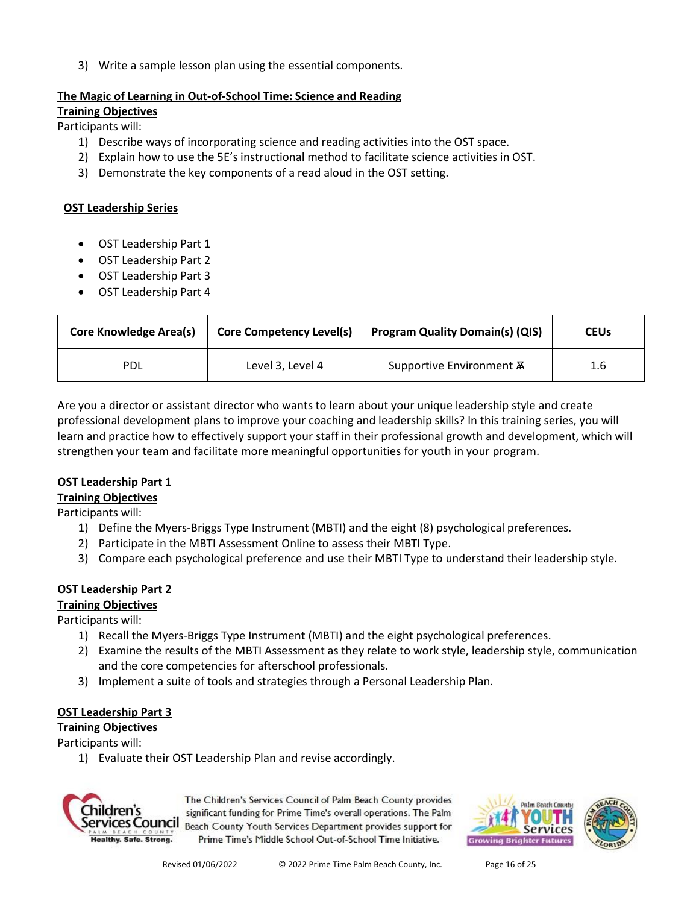3) Write a sample lesson plan using the essential components.

**The Magic of Learning in Out-of-School Time: Science and Reading**

**Training Objectives**

Participants will:

1) Describe ways of incorporating science and reading activities into the OST space.
2) Explain how to use the 5E's instructional method to facilitate science activities in OST.
3) Demonstrate the key components of a read aloud in the OST setting.

**OST Leadership Series**

- OST Leadership Part 1
- OST Leadership Part 2
- OST Leadership Part 3
- OST Leadership Part 4

| Core Knowledge Area(s) | Core Competency Level(s) | Program Quality Domain(s) (QIS) | CEUs |
|---|---|---|---|
| PDL | Level 3, Level 4 | Supportive Environment ⩰ | 1.6 |

Are you a director or assistant director who wants to learn about your unique leadership style and create professional development plans to improve your coaching and leadership skills? In this training series, you will learn and practice how to effectively support your staff in their professional growth and development, which will strengthen your team and facilitate more meaningful opportunities for youth in your program.

**OST Leadership Part 1**

**Training Objectives**

Participants will:

1) Define the Myers-Briggs Type Instrument (MBTI) and the eight (8) psychological preferences.
2) Participate in the MBTI Assessment Online to assess their MBTI Type.
3) Compare each psychological preference and use their MBTI Type to understand their leadership style.

**OST Leadership Part 2**

**Training Objectives**

Participants will:

1) Recall the Myers-Briggs Type Instrument (MBTI) and the eight psychological preferences.
2) Examine the results of the MBTI Assessment as they relate to work style, leadership style, communication and the core competencies for afterschool professionals.
3) Implement a suite of tools and strategies through a Personal Leadership Plan.

**OST Leadership Part 3**

**Training Objectives**

Participants will:

1) Evaluate their OST Leadership Plan and revise accordingly.

The Children's Services Council of Palm Beach County provides significant funding for Prime Time's overall operations. The Palm Beach County Youth Services Department provides support for Prime Time's Middle School Out-of-School Time Initiative.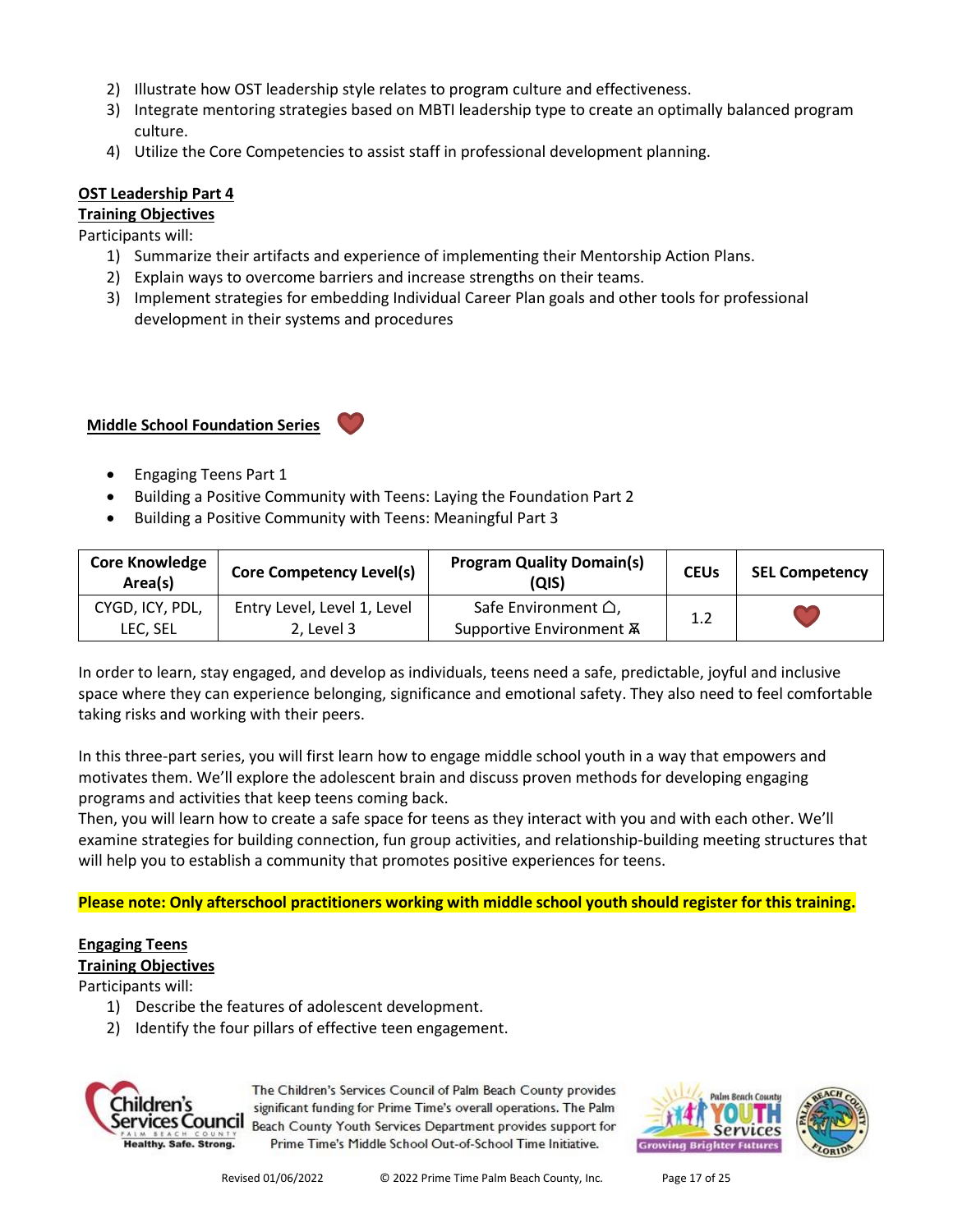2) Illustrate how OST leadership style relates to program culture and effectiveness.
3) Integrate mentoring strategies based on MBTI leadership type to create an optimally balanced program culture.
4) Utilize the Core Competencies to assist staff in professional development planning.

**OST Leadership Part 4**

**Training Objectives**

Participants will:

1) Summarize their artifacts and experience of implementing their Mentorship Action Plans.
2) Explain ways to overcome barriers and increase strengths on their teams.
3) Implement strategies for embedding Individual Career Plan goals and other tools for professional development in their systems and procedures

## Middle School Foundation Series

- Engaging Teens Part 1
- Building a Positive Community with Teens: Laying the Foundation Part 2
- Building a Positive Community with Teens: Meaningful Part 3

| Core Knowledge Area(s) | Core Competency Level(s) | Program Quality Domain(s) (QIS) | CEUs | SEL Competency |
|---|---|---|---|---|
| CYGD, ICY, PDL, LEC, SEL | Entry Level, Level 1, Level 2, Level 3 | Safe Environment ⌂, Supportive Environment ⩰ | 1.2 | ❤ |

In order to learn, stay engaged, and develop as individuals, teens need a safe, predictable, joyful and inclusive space where they can experience belonging, significance and emotional safety. They also need to feel comfortable taking risks and working with their peers.

In this three-part series, you will first learn how to engage middle school youth in a way that empowers and motivates them. We'll explore the adolescent brain and discuss proven methods for developing engaging programs and activities that keep teens coming back.

Then, you will learn how to create a safe space for teens as they interact with you and with each other. We'll examine strategies for building connection, fun group activities, and relationship-building meeting structures that will help you to establish a community that promotes positive experiences for teens.

**Please note: Only afterschool practitioners working with middle school youth should register for this training.**

**Engaging Teens**

**Training Objectives**

Participants will:

1) Describe the features of adolescent development.
2) Identify the four pillars of effective teen engagement.

The Children's Services Council of Palm Beach County provides significant funding for Prime Time's overall operations. The Palm Beach County Youth Services Department provides support for Prime Time's Middle School Out-of-School Time Initiative.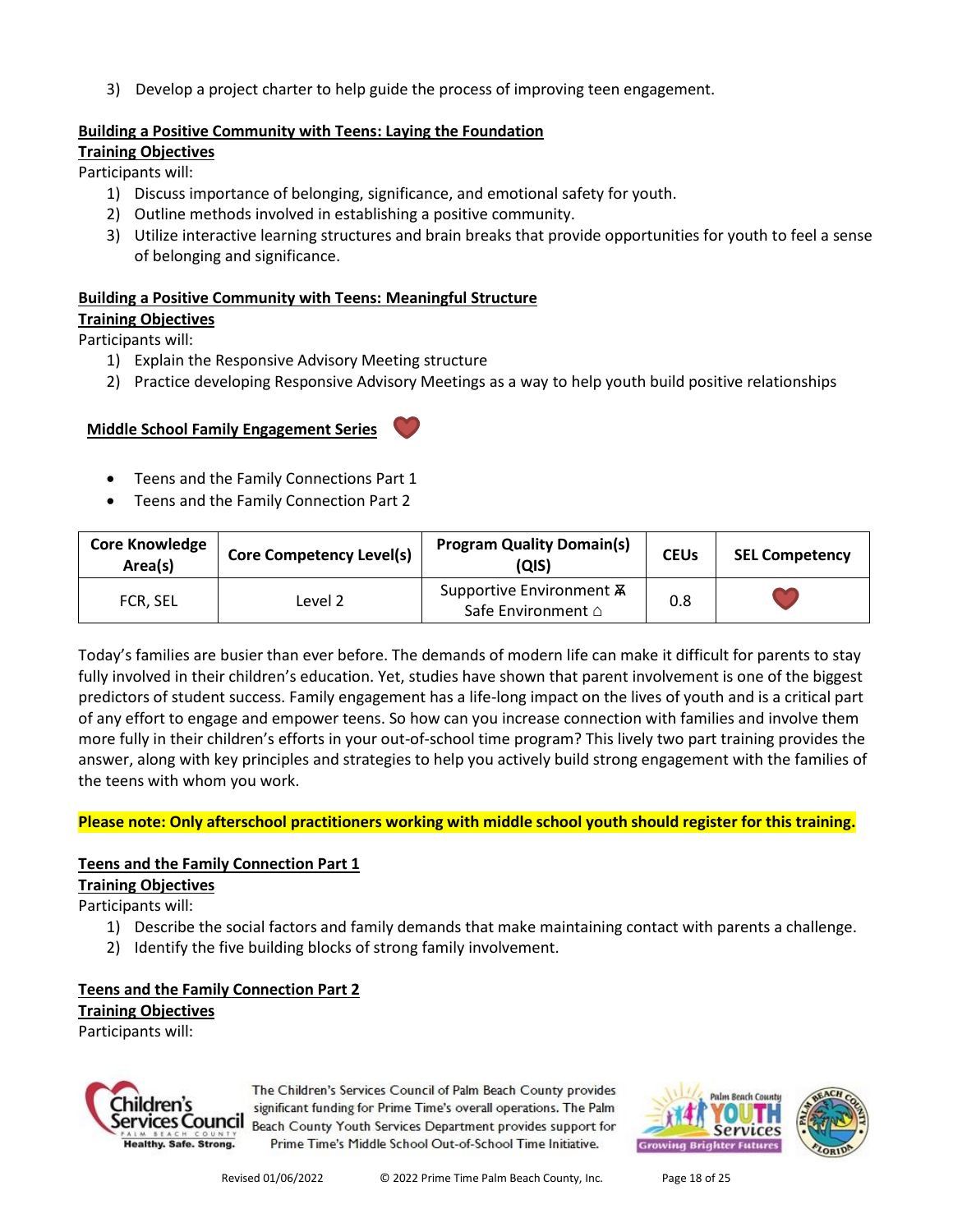3) Develop a project charter to help guide the process of improving teen engagement.

**Building a Positive Community with Teens: Laying the Foundation**

**Training Objectives**

Participants will:

1) Discuss importance of belonging, significance, and emotional safety for youth.
2) Outline methods involved in establishing a positive community.
3) Utilize interactive learning structures and brain breaks that provide opportunities for youth to feel a sense of belonging and significance.

**Building a Positive Community with Teens: Meaningful Structure**

**Training Objectives**

Participants will:

1) Explain the Responsive Advisory Meeting structure
2) Practice developing Responsive Advisory Meetings as a way to help youth build positive relationships

**Middle School Family Engagement Series** ❤

- Teens and the Family Connections Part 1
- Teens and the Family Connection Part 2

| Core Knowledge Area(s) | Core Competency Level(s) | Program Quality Domain(s) (QIS) | CEUs | SEL Competency |
|---|---|---|---|---|
| FCR, SEL | Level 2 | Supportive Environment ⩰ Safe Environment ⌂ | 0.8 | ❤ |

Today's families are busier than ever before. The demands of modern life can make it difficult for parents to stay fully involved in their children's education. Yet, studies have shown that parent involvement is one of the biggest predictors of student success. Family engagement has a life-long impact on the lives of youth and is a critical part of any effort to engage and empower teens. So how can you increase connection with families and involve them more fully in their children's efforts in your out-of-school time program? This lively two part training provides the answer, along with key principles and strategies to help you actively build strong engagement with the families of the teens with whom you work.

**Please note: Only afterschool practitioners working with middle school youth should register for this training.**

**Teens and the Family Connection Part 1**

**Training Objectives**

Participants will:

1) Describe the social factors and family demands that make maintaining contact with parents a challenge.
2) Identify the five building blocks of strong family involvement.

**Teens and the Family Connection Part 2**

**Training Objectives**

Participants will:

The Children's Services Council of Palm Beach County provides significant funding for Prime Time's overall operations. The Palm Beach County Youth Services Department provides support for Prime Time's Middle School Out-of-School Time Initiative.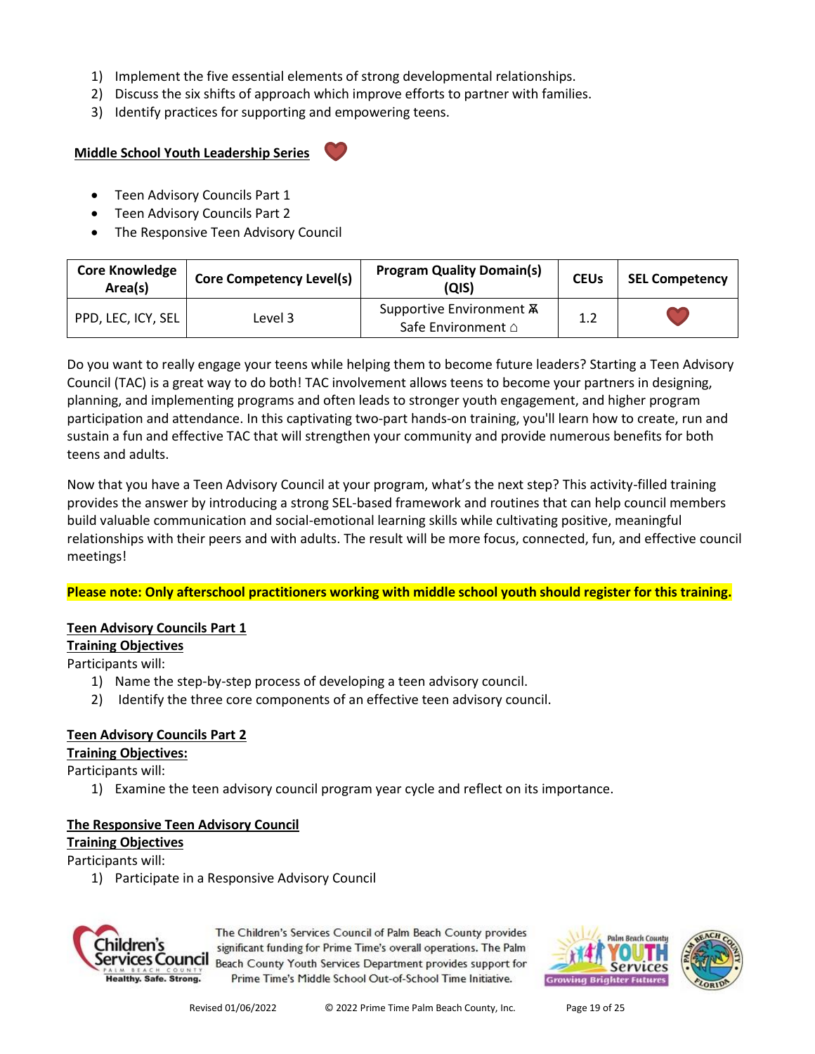1) Implement the five essential elements of strong developmental relationships.
2) Discuss the six shifts of approach which improve efforts to partner with families.
3) Identify practices for supporting and empowering teens.

## Middle School Youth Leadership Series

- Teen Advisory Councils Part 1
- Teen Advisory Councils Part 2
- The Responsive Teen Advisory Council

| Core Knowledge Area(s) | Core Competency Level(s) | Program Quality Domain(s) (QIS) | CEUs | SEL Competency |
|---|---|---|---|---|
| PPD, LEC, ICY, SEL | Level 3 | Supportive Environment Ѫ Safe Environment ⌂ | 1.2 | ♥ |

Do you want to really engage your teens while helping them to become future leaders? Starting a Teen Advisory Council (TAC) is a great way to do both! TAC involvement allows teens to become your partners in designing, planning, and implementing programs and often leads to stronger youth engagement, and higher program participation and attendance. In this captivating two-part hands-on training, you'll learn how to create, run and sustain a fun and effective TAC that will strengthen your community and provide numerous benefits for both teens and adults.

Now that you have a Teen Advisory Council at your program, what's the next step? This activity-filled training provides the answer by introducing a strong SEL-based framework and routines that can help council members build valuable communication and social-emotional learning skills while cultivating positive, meaningful relationships with their peers and with adults. The result will be more focus, connected, fun, and effective council meetings!

**Please note: Only afterschool practitioners working with middle school youth should register for this training.**

### Teen Advisory Councils Part 1

**Training Objectives**

Participants will:

1) Name the step-by-step process of developing a teen advisory council.
2) Identify the three core components of an effective teen advisory council.

### Teen Advisory Councils Part 2

**Training Objectives:**

Participants will:

1) Examine the teen advisory council program year cycle and reflect on its importance.

### The Responsive Teen Advisory Council

**Training Objectives**

Participants will:

1) Participate in a Responsive Advisory Council

The Children's Services Council of Palm Beach County provides significant funding for Prime Time's overall operations. The Palm Beach County Youth Services Department provides support for Prime Time's Middle School Out-of-School Time Initiative.

Revised 01/06/2022 © 2022 Prime Time Palm Beach County, Inc.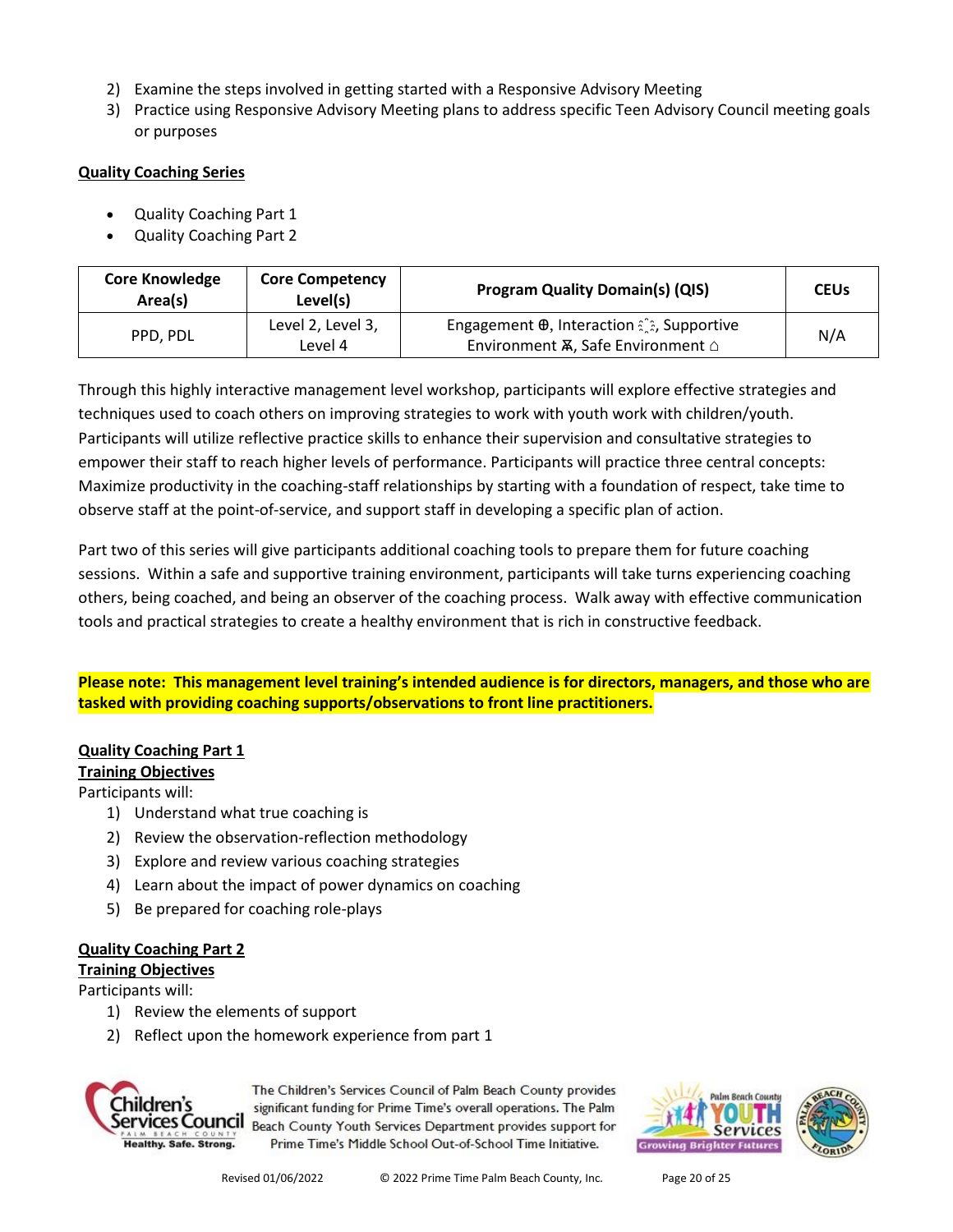2) Examine the steps involved in getting started with a Responsive Advisory Meeting
3) Practice using Responsive Advisory Meeting plans to address specific Teen Advisory Council meeting goals or purposes

**Quality Coaching Series**

- Quality Coaching Part 1
- Quality Coaching Part 2

| Core Knowledge Area(s) | Core Competency Level(s) | Program Quality Domain(s) (QIS) | CEUs |
|---|---|---|---|
| PPD, PDL | Level 2, Level 3, Level 4 | Engagement ⊕, Interaction ⁐, Supportive Environment ⌘, Safe Environment ⌂ | N/A |

Through this highly interactive management level workshop, participants will explore effective strategies and techniques used to coach others on improving strategies to work with youth work with children/youth. Participants will utilize reflective practice skills to enhance their supervision and consultative strategies to empower their staff to reach higher levels of performance. Participants will practice three central concepts: Maximize productivity in the coaching-staff relationships by starting with a foundation of respect, take time to observe staff at the point-of-service, and support staff in developing a specific plan of action.

Part two of this series will give participants additional coaching tools to prepare them for future coaching sessions. Within a safe and supportive training environment, participants will take turns experiencing coaching others, being coached, and being an observer of the coaching process. Walk away with effective communication tools and practical strategies to create a healthy environment that is rich in constructive feedback.

**Please note: This management level training's intended audience is for directors, managers, and those who are tasked with providing coaching supports/observations to front line practitioners.**

**Quality Coaching Part 1**
**Training Objectives**
Participants will:

1) Understand what true coaching is
2) Review the observation-reflection methodology
3) Explore and review various coaching strategies
4) Learn about the impact of power dynamics on coaching
5) Be prepared for coaching role-plays

**Quality Coaching Part 2**
**Training Objectives**
Participants will:

1) Review the elements of support
2) Reflect upon the homework experience from part 1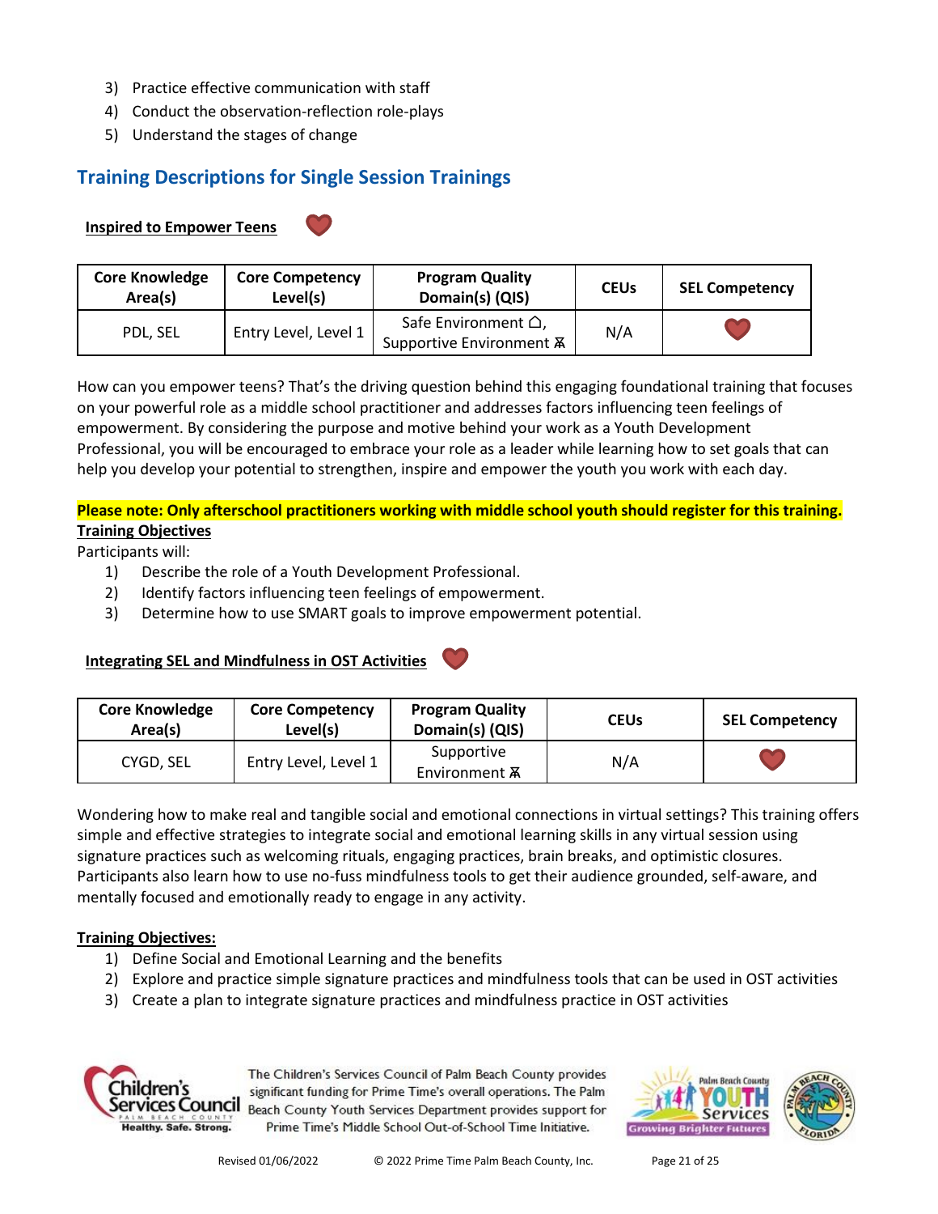3) Practice effective communication with staff
4) Conduct the observation-reflection role-plays
5) Understand the stages of change

## Training Descriptions for Single Session Trainings

### Inspired to Empower Teens

| Core Knowledge Area(s) | Core Competency Level(s) | Program Quality Domain(s) (QIS) | CEUs | SEL Competency |
|---|---|---|---|---|
| PDL, SEL | Entry Level, Level 1 | Safe Environment ⌂, Supportive Environment ѫ | N/A | ♥ |

How can you empower teens? That's the driving question behind this engaging foundational training that focuses on your powerful role as a middle school practitioner and addresses factors influencing teen feelings of empowerment. By considering the purpose and motive behind your work as a Youth Development Professional, you will be encouraged to embrace your role as a leader while learning how to set goals that can help you develop your potential to strengthen, inspire and empower the youth you work with each day.

**Please note: Only afterschool practitioners working with middle school youth should register for this training.**

**Training Objectives**

Participants will:

1) Describe the role of a Youth Development Professional.
2) Identify factors influencing teen feelings of empowerment.
3) Determine how to use SMART goals to improve empowerment potential.

### Integrating SEL and Mindfulness in OST Activities

| Core Knowledge Area(s) | Core Competency Level(s) | Program Quality Domain(s) (QIS) | CEUs | SEL Competency |
|---|---|---|---|---|
| CYGD, SEL | Entry Level, Level 1 | Supportive Environment ѫ | N/A | ♥ |

Wondering how to make real and tangible social and emotional connections in virtual settings? This training offers simple and effective strategies to integrate social and emotional learning skills in any virtual session using signature practices such as welcoming rituals, engaging practices, brain breaks, and optimistic closures. Participants also learn how to use no-fuss mindfulness tools to get their audience grounded, self-aware, and mentally focused and emotionally ready to engage in any activity.

**Training Objectives:**

1) Define Social and Emotional Learning and the benefits
2) Explore and practice simple signature practices and mindfulness tools that can be used in OST activities
3) Create a plan to integrate signature practices and mindfulness practice in OST activities

The Children's Services Council of Palm Beach County provides significant funding for Prime Time's overall operations. The Palm Beach County Youth Services Department provides support for Prime Time's Middle School Out-of-School Time Initiative.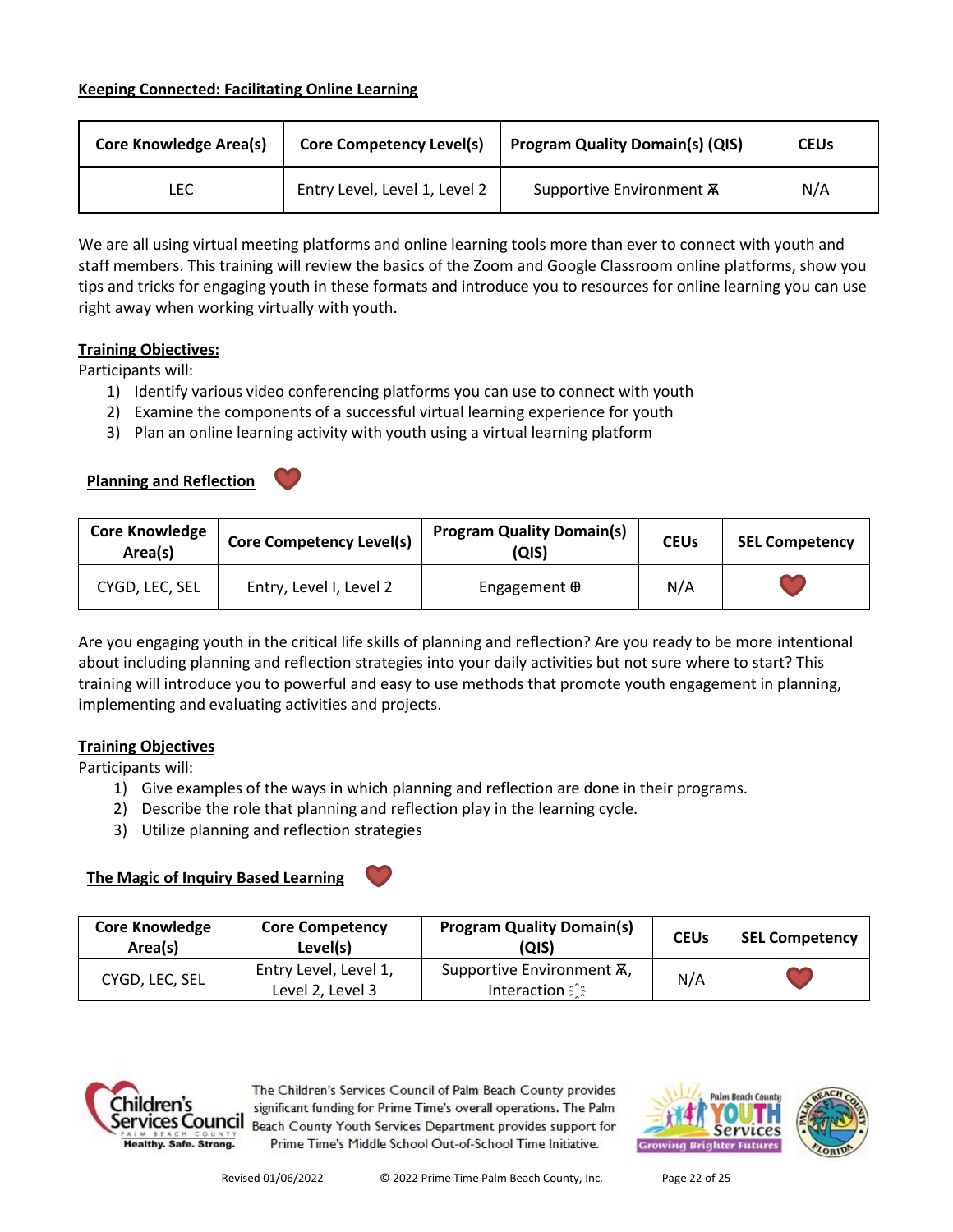**Keeping Connected: Facilitating Online Learning**

| Core Knowledge Area(s) | Core Competency Level(s) | Program Quality Domain(s) (QIS) | CEUs |
|---|---|---|---|
| LEC | Entry Level, Level 1, Level 2 | Supportive Environment ⩯ | N/A |

We are all using virtual meeting platforms and online learning tools more than ever to connect with youth and staff members. This training will review the basics of the Zoom and Google Classroom online platforms, show you tips and tricks for engaging youth in these formats and introduce you to resources for online learning you can use right away when working virtually with youth.

**Training Objectives:**

Participants will:

1) Identify various video conferencing platforms you can use to connect with youth
2) Examine the components of a successful virtual learning experience for youth
3) Plan an online learning activity with youth using a virtual learning platform

**Planning and Reflection** ❤

| Core Knowledge Area(s) | Core Competency Level(s) | Program Quality Domain(s) (QIS) | CEUs | SEL Competency |
|---|---|---|---|---|
| CYGD, LEC, SEL | Entry, Level I, Level 2 | Engagement ⊕ | N/A | ❤ |

Are you engaging youth in the critical life skills of planning and reflection? Are you ready to be more intentional about including planning and reflection strategies into your daily activities but not sure where to start? This training will introduce you to powerful and easy to use methods that promote youth engagement in planning, implementing and evaluating activities and projects.

**Training Objectives**

Participants will:

1) Give examples of the ways in which planning and reflection are done in their programs.
2) Describe the role that planning and reflection play in the learning cycle.
3) Utilize planning and reflection strategies

**The Magic of Inquiry Based Learning** ❤

| Core Knowledge Area(s) | Core Competency Level(s) | Program Quality Domain(s) (QIS) | CEUs | SEL Competency |
|---|---|---|---|---|
| CYGD, LEC, SEL | Entry Level, Level 1, Level 2, Level 3 | Supportive Environment ⩯, Interaction | N/A | ❤ |

The Children's Services Council of Palm Beach County provides significant funding for Prime Time's overall operations. The Palm Beach County Youth Services Department provides support for Prime Time's Middle School Out-of-School Time Initiative.

Revised 01/06/2022 © 2022 Prime Time Palm Beach County, Inc.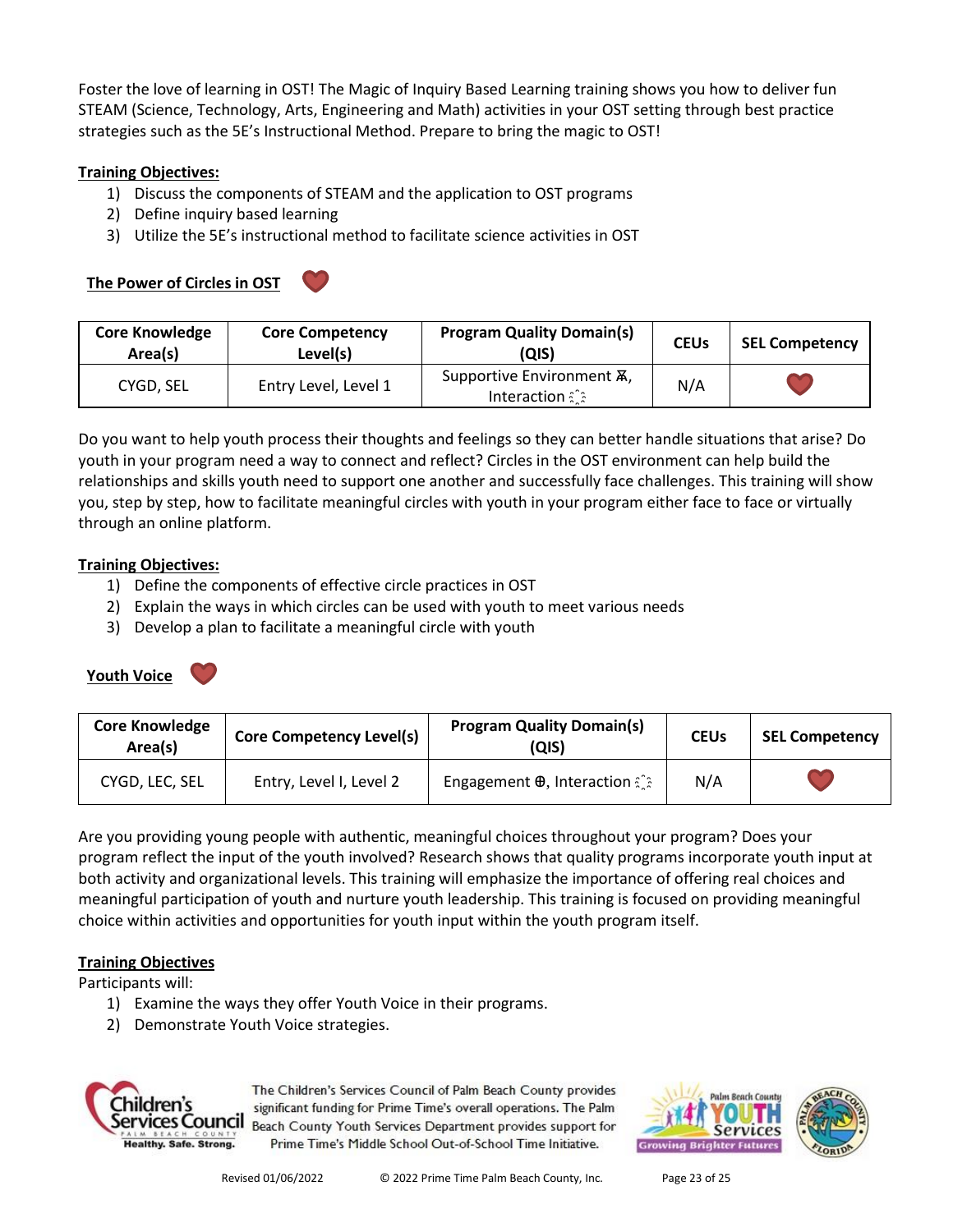Foster the love of learning in OST! The Magic of Inquiry Based Learning training shows you how to deliver fun STEAM (Science, Technology, Arts, Engineering and Math) activities in your OST setting through best practice strategies such as the 5E's Instructional Method. Prepare to bring the magic to OST!

**Training Objectives:**

1) Discuss the components of STEAM and the application to OST programs
2) Define inquiry based learning
3) Utilize the 5E's instructional method to facilitate science activities in OST

## The Power of Circles in OST

| Core Knowledge Area(s) | Core Competency Level(s) | Program Quality Domain(s) (QIS) | CEUs | SEL Competency |
|---|---|---|---|---|
| CYGD, SEL | Entry Level, Level 1 | Supportive Environment, Interaction | N/A | ❤ |

Do you want to help youth process their thoughts and feelings so they can better handle situations that arise? Do youth in your program need a way to connect and reflect? Circles in the OST environment can help build the relationships and skills youth need to support one another and successfully face challenges. This training will show you, step by step, how to facilitate meaningful circles with youth in your program either face to face or virtually through an online platform.

**Training Objectives:**

1) Define the components of effective circle practices in OST
2) Explain the ways in which circles can be used with youth to meet various needs
3) Develop a plan to facilitate a meaningful circle with youth

## Youth Voice

| Core Knowledge Area(s) | Core Competency Level(s) | Program Quality Domain(s) (QIS) | CEUs | SEL Competency |
|---|---|---|---|---|
| CYGD, LEC, SEL | Entry, Level I, Level 2 | Engagement ⊕, Interaction | N/A | ❤ |

Are you providing young people with authentic, meaningful choices throughout your program? Does your program reflect the input of the youth involved? Research shows that quality programs incorporate youth input at both activity and organizational levels. This training will emphasize the importance of offering real choices and meaningful participation of youth and nurture youth leadership. This training is focused on providing meaningful choice within activities and opportunities for youth input within the youth program itself.

**Training Objectives**

Participants will:

1) Examine the ways they offer Youth Voice in their programs.
2) Demonstrate Youth Voice strategies.

The Children's Services Council of Palm Beach County provides significant funding for Prime Time's overall operations. The Palm Beach County Youth Services Department provides support for Prime Time's Middle School Out-of-School Time Initiative.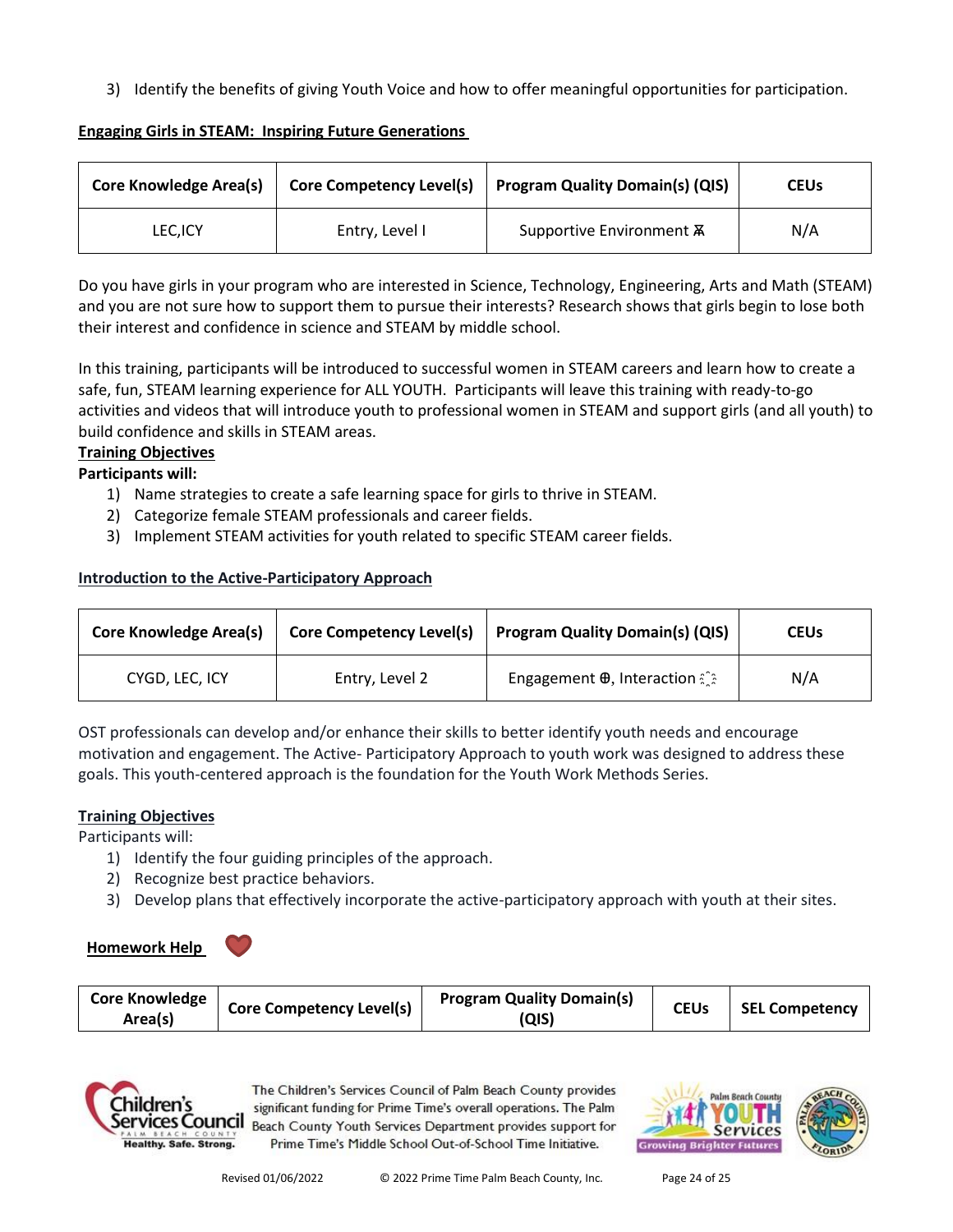3) Identify the benefits of giving Youth Voice and how to offer meaningful opportunities for participation.

**Engaging Girls in STEAM: Inspiring Future Generations**

| Core Knowledge Area(s) | Core Competency Level(s) | Program Quality Domain(s) (QIS) | CEUs |
|---|---|---|---|
| LEC,ICY | Entry, Level I | Supportive Environment ⩯ | N/A |

Do you have girls in your program who are interested in Science, Technology, Engineering, Arts and Math (STEAM) and you are not sure how to support them to pursue their interests? Research shows that girls begin to lose both their interest and confidence in science and STEAM by middle school.

In this training, participants will be introduced to successful women in STEAM careers and learn how to create a safe, fun, STEAM learning experience for ALL YOUTH. Participants will leave this training with ready-to-go activities and videos that will introduce youth to professional women in STEAM and support girls (and all youth) to build confidence and skills in STEAM areas.

**Training Objectives**

**Participants will:**

1) Name strategies to create a safe learning space for girls to thrive in STEAM.
2) Categorize female STEAM professionals and career fields.
3) Implement STEAM activities for youth related to specific STEAM career fields.

**Introduction to the Active-Participatory Approach**

| Core Knowledge Area(s) | Core Competency Level(s) | Program Quality Domain(s) (QIS) | CEUs |
|---|---|---|---|
| CYGD, LEC, ICY | Entry, Level 2 | Engagement ⊕, Interaction ⁂ | N/A |

OST professionals can develop and/or enhance their skills to better identify youth needs and encourage motivation and engagement. The Active- Participatory Approach to youth work was designed to address these goals. This youth-centered approach is the foundation for the Youth Work Methods Series.

**Training Objectives**

Participants will:

1) Identify the four guiding principles of the approach.
2) Recognize best practice behaviors.
3) Develop plans that effectively incorporate the active-participatory approach with youth at their sites.

**Homework Help** ❤

| Core Knowledge Area(s) | Core Competency Level(s) | Program Quality Domain(s) (QIS) | CEUs | SEL Competency |
|---|---|---|---|---|

The Children's Services Council of Palm Beach County provides significant funding for Prime Time's overall operations. The Palm Beach County Youth Services Department provides support for Prime Time's Middle School Out-of-School Time Initiative.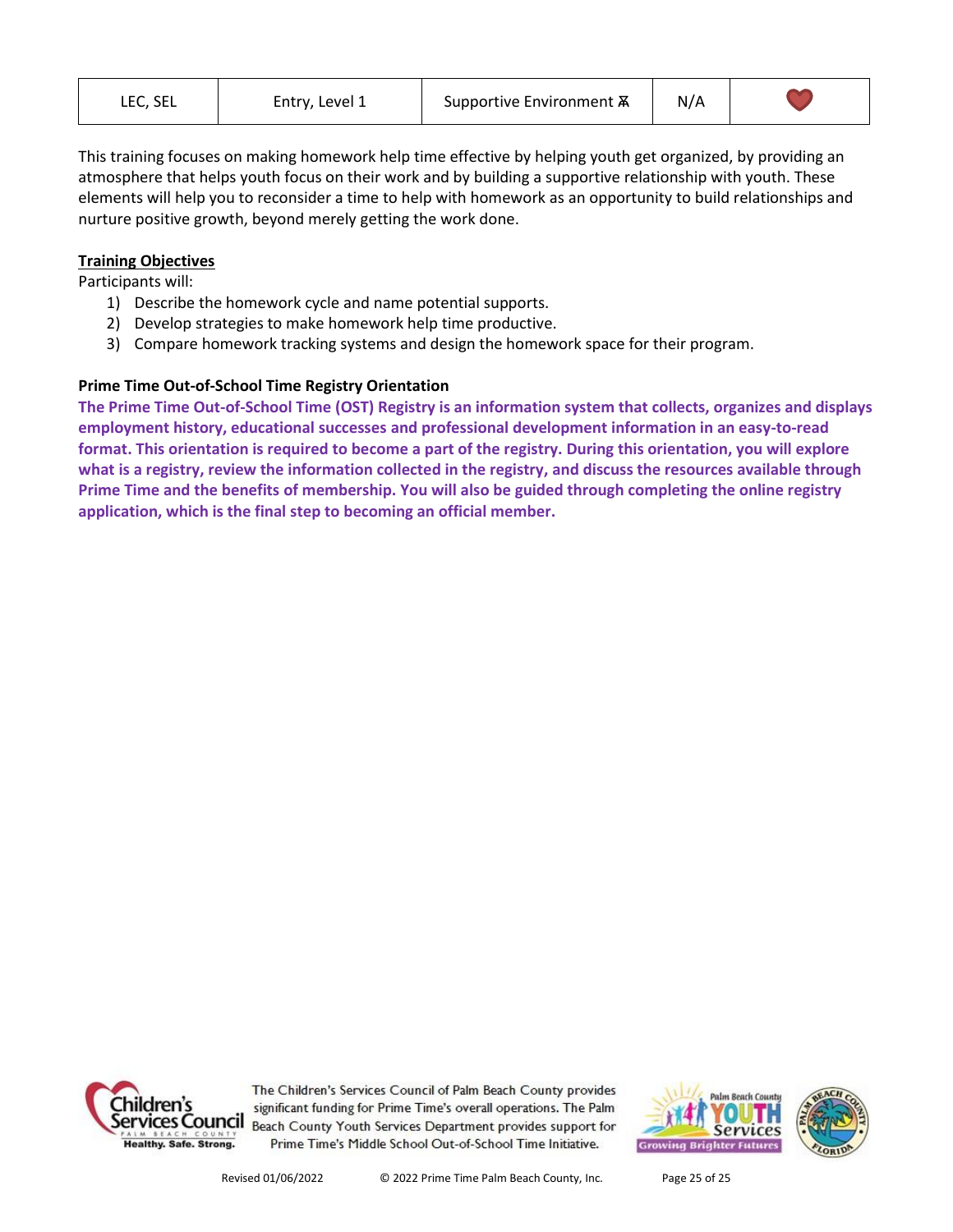| | | | | |
|---|---|---|---|---|
| LEC, SEL | Entry, Level 1 | Supportive Environment ⌅ | N/A | ❤ |

This training focuses on making homework help time effective by helping youth get organized, by providing an atmosphere that helps youth focus on their work and by building a supportive relationship with youth. These elements will help you to reconsider a time to help with homework as an opportunity to build relationships and nurture positive growth, beyond merely getting the work done.

**Training Objectives**

Participants will:

1) Describe the homework cycle and name potential supports.
2) Develop strategies to make homework help time productive.
3) Compare homework tracking systems and design the homework space for their program.

**Prime Time Out-of-School Time Registry Orientation**

**The Prime Time Out-of-School Time (OST) Registry is an information system that collects, organizes and displays employment history, educational successes and professional development information in an easy-to-read format. This orientation is required to become a part of the registry. During this orientation, you will explore what is a registry, review the information collected in the registry, and discuss the resources available through Prime Time and the benefits of membership. You will also be guided through completing the online registry application, which is the final step to becoming an official member.**

The Children's Services Council of Palm Beach County provides significant funding for Prime Time's overall operations. The Palm Beach County Youth Services Department provides support for Prime Time's Middle School Out-of-School Time Initiative.

Revised 01/06/2022 © 2022 Prime Time Palm Beach County, Inc.